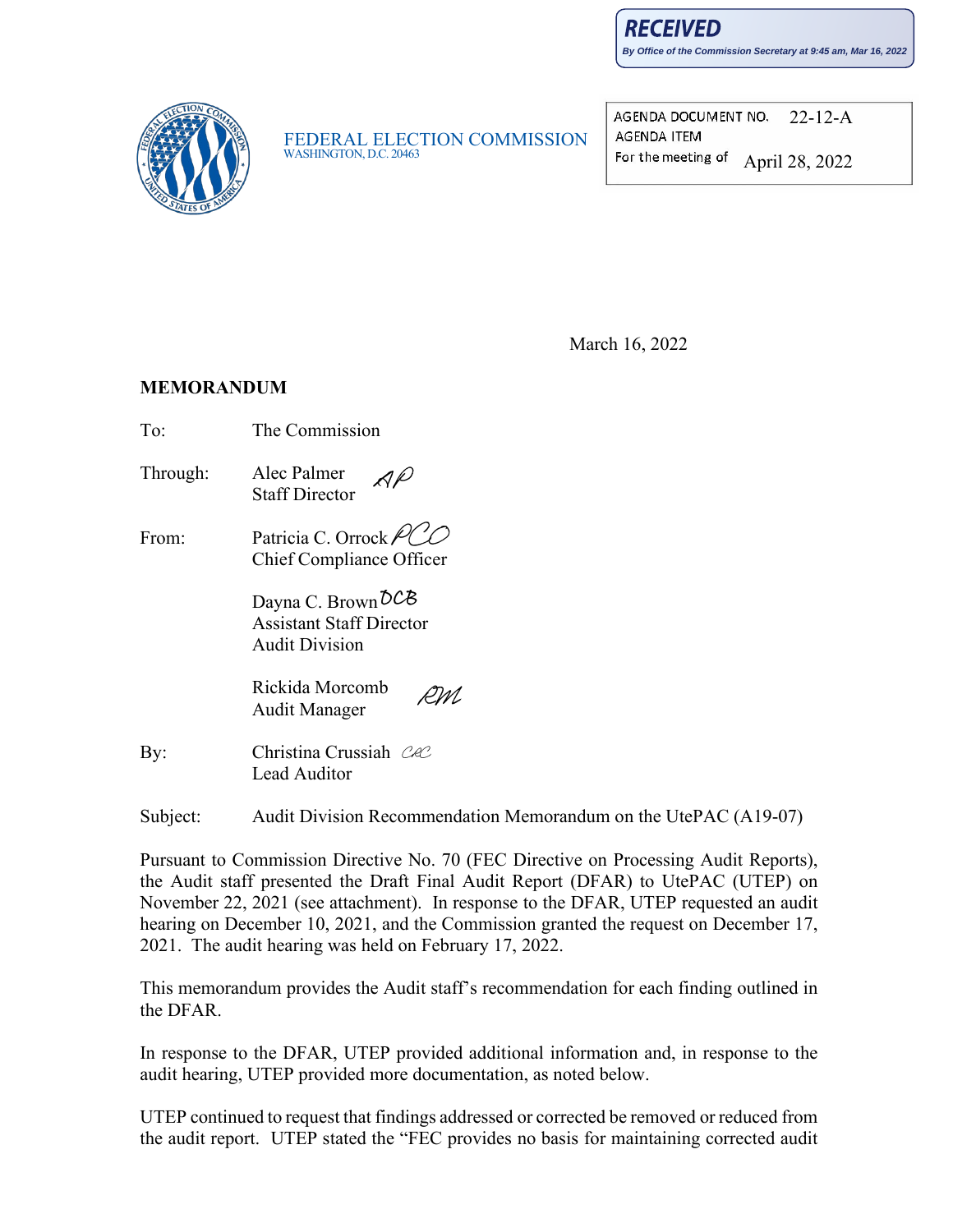**RECEIVED**

*By Office of the Commission Secretary at 9:45 am, Mar 16, 2022*

FEDERAL ELECTION COMMISSION
WASHINGTON, D.C. 20463

| | |
|---|---|
| AGENDA DOCUMENT NO. | 22-12-A |
| AGENDA ITEM | |
| For the meeting of | April 28, 2022 |

March 16, 2022

**MEMORANDUM**

To: The Commission

Through: Alec Palmer
Staff Director

From: Patricia C. Orrock
Chief Compliance Officer

Dayna C. Brown
Assistant Staff Director
Audit Division

Rickida Morcomb
Audit Manager

By: Christina Crussiah
Lead Auditor

Subject: Audit Division Recommendation Memorandum on the UtePAC (A19-07)

Pursuant to Commission Directive No. 70 (FEC Directive on Processing Audit Reports), the Audit staff presented the Draft Final Audit Report (DFAR) to UtePAC (UTEP) on November 22, 2021 (see attachment). In response to the DFAR, UTEP requested an audit hearing on December 10, 2021, and the Commission granted the request on December 17, 2021. The audit hearing was held on February 17, 2022.

This memorandum provides the Audit staff's recommendation for each finding outlined in the DFAR.

In response to the DFAR, UTEP provided additional information and, in response to the audit hearing, UTEP provided more documentation, as noted below.

UTEP continued to request that findings addressed or corrected be removed or reduced from the audit report. UTEP stated the "FEC provides no basis for maintaining corrected audit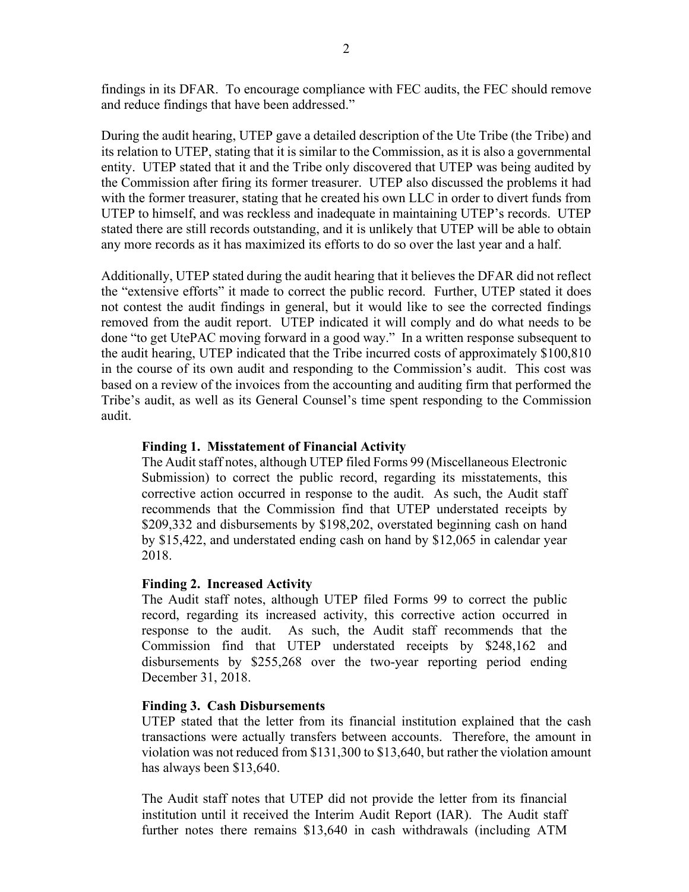findings in its DFAR. To encourage compliance with FEC audits, the FEC should remove and reduce findings that have been addressed."

During the audit hearing, UTEP gave a detailed description of the Ute Tribe (the Tribe) and its relation to UTEP, stating that it is similar to the Commission, as it is also a governmental entity. UTEP stated that it and the Tribe only discovered that UTEP was being audited by the Commission after firing its former treasurer. UTEP also discussed the problems it had with the former treasurer, stating that he created his own LLC in order to divert funds from UTEP to himself, and was reckless and inadequate in maintaining UTEP's records. UTEP stated there are still records outstanding, and it is unlikely that UTEP will be able to obtain any more records as it has maximized its efforts to do so over the last year and a half.

Additionally, UTEP stated during the audit hearing that it believes the DFAR did not reflect the "extensive efforts" it made to correct the public record. Further, UTEP stated it does not contest the audit findings in general, but it would like to see the corrected findings removed from the audit report. UTEP indicated it will comply and do what needs to be done "to get UtePAC moving forward in a good way." In a written response subsequent to the audit hearing, UTEP indicated that the Tribe incurred costs of approximately $100,810 in the course of its own audit and responding to the Commission's audit. This cost was based on a review of the invoices from the accounting and auditing firm that performed the Tribe's audit, as well as its General Counsel's time spent responding to the Commission audit.

**Finding 1. Misstatement of Financial Activity**

The Audit staff notes, although UTEP filed Forms 99 (Miscellaneous Electronic Submission) to correct the public record, regarding its misstatements, this corrective action occurred in response to the audit. As such, the Audit staff recommends that the Commission find that UTEP understated receipts by $209,332 and disbursements by $198,202, overstated beginning cash on hand by $15,422, and understated ending cash on hand by $12,065 in calendar year 2018.

**Finding 2. Increased Activity**

The Audit staff notes, although UTEP filed Forms 99 to correct the public record, regarding its increased activity, this corrective action occurred in response to the audit. As such, the Audit staff recommends that the Commission find that UTEP understated receipts by $248,162 and disbursements by $255,268 over the two-year reporting period ending December 31, 2018.

**Finding 3. Cash Disbursements**

UTEP stated that the letter from its financial institution explained that the cash transactions were actually transfers between accounts. Therefore, the amount in violation was not reduced from $131,300 to $13,640, but rather the violation amount has always been $13,640.

The Audit staff notes that UTEP did not provide the letter from its financial institution until it received the Interim Audit Report (IAR). The Audit staff further notes there remains $13,640 in cash withdrawals (including ATM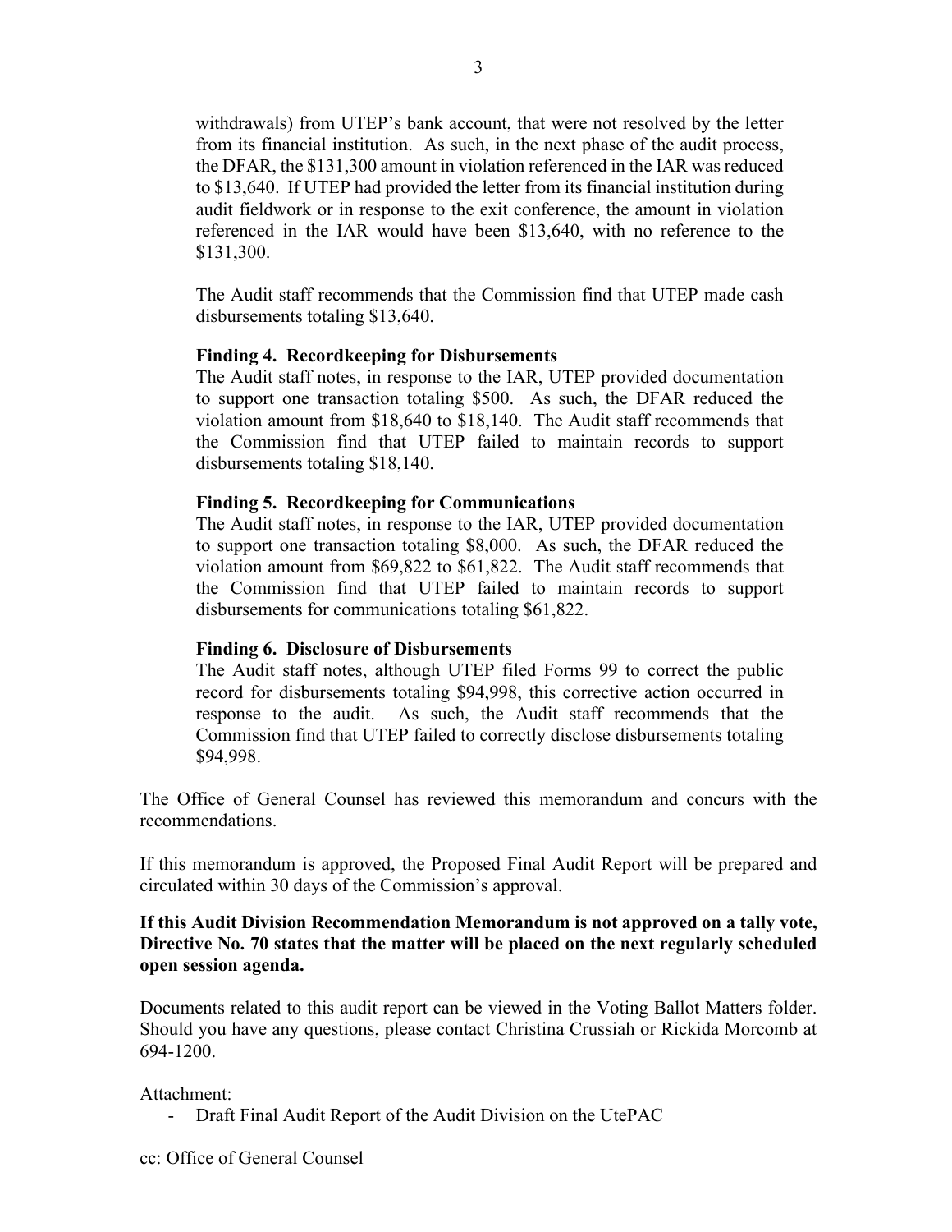withdrawals) from UTEP's bank account, that were not resolved by the letter from its financial institution. As such, in the next phase of the audit process, the DFAR, the $131,300 amount in violation referenced in the IAR was reduced to $13,640. If UTEP had provided the letter from its financial institution during audit fieldwork or in response to the exit conference, the amount in violation referenced in the IAR would have been $13,640, with no reference to the $131,300.

The Audit staff recommends that the Commission find that UTEP made cash disbursements totaling $13,640.

**Finding 4. Recordkeeping for Disbursements**

The Audit staff notes, in response to the IAR, UTEP provided documentation to support one transaction totaling $500. As such, the DFAR reduced the violation amount from $18,640 to $18,140. The Audit staff recommends that the Commission find that UTEP failed to maintain records to support disbursements totaling $18,140.

**Finding 5. Recordkeeping for Communications**

The Audit staff notes, in response to the IAR, UTEP provided documentation to support one transaction totaling $8,000. As such, the DFAR reduced the violation amount from $69,822 to $61,822. The Audit staff recommends that the Commission find that UTEP failed to maintain records to support disbursements for communications totaling $61,822.

**Finding 6. Disclosure of Disbursements**

The Audit staff notes, although UTEP filed Forms 99 to correct the public record for disbursements totaling $94,998, this corrective action occurred in response to the audit. As such, the Audit staff recommends that the Commission find that UTEP failed to correctly disclose disbursements totaling $94,998.

The Office of General Counsel has reviewed this memorandum and concurs with the recommendations.

If this memorandum is approved, the Proposed Final Audit Report will be prepared and circulated within 30 days of the Commission's approval.

**If this Audit Division Recommendation Memorandum is not approved on a tally vote, Directive No. 70 states that the matter will be placed on the next regularly scheduled open session agenda.**

Documents related to this audit report can be viewed in the Voting Ballot Matters folder. Should you have any questions, please contact Christina Crussiah or Rickida Morcomb at 694-1200.

Attachment:

- Draft Final Audit Report of the Audit Division on the UtePAC

cc: Office of General Counsel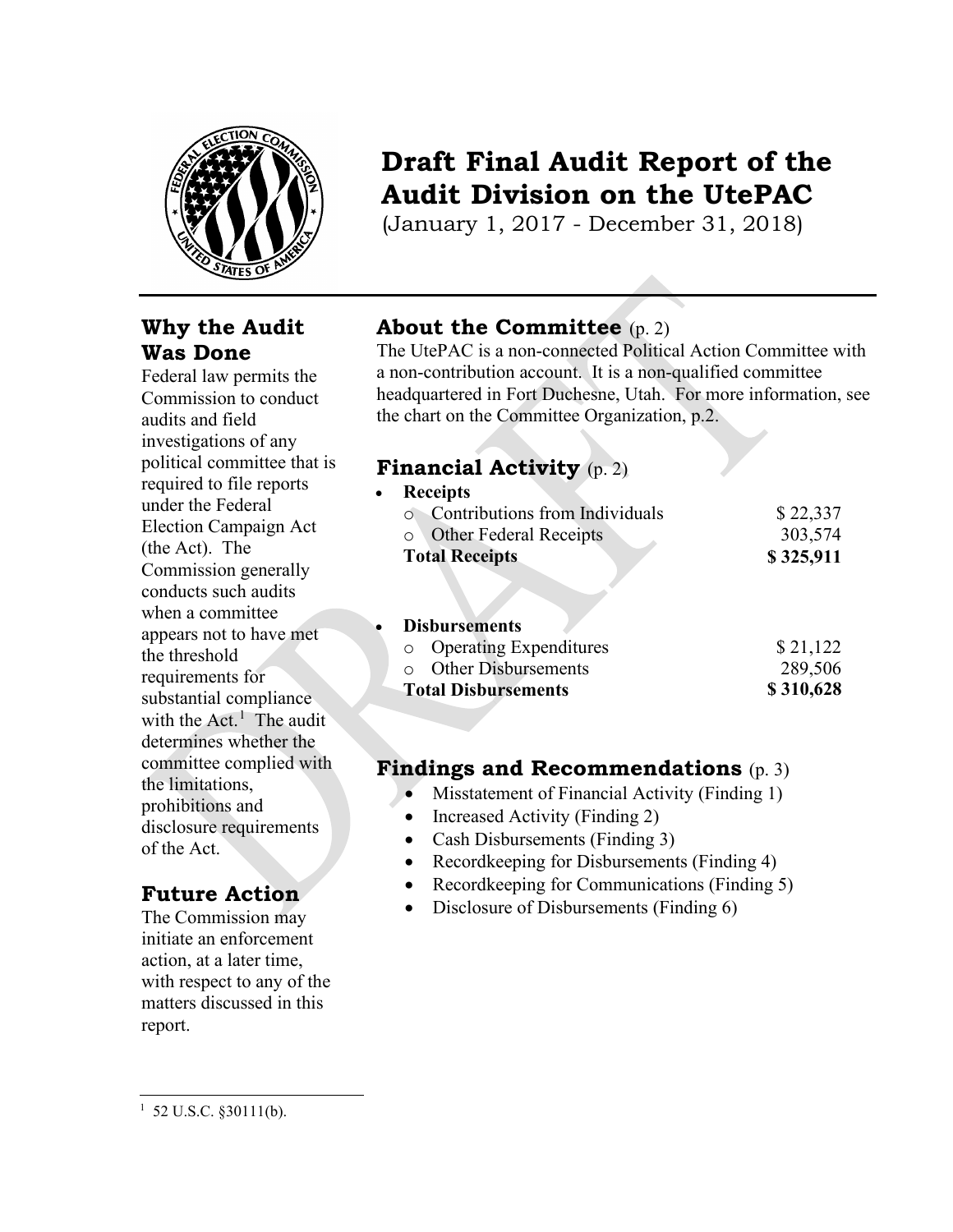# Draft Final Audit Report of the Audit Division on the UtePAC

(January 1, 2017 - December 31, 2018)

## Why the Audit Was Done

Federal law permits the Commission to conduct audits and field investigations of any political committee that is required to file reports under the Federal Election Campaign Act (the Act). The Commission generally conducts such audits when a committee appears not to have met the threshold requirements for substantial compliance with the Act.[1] The audit determines whether the committee complied with the limitations, prohibitions and disclosure requirements of the Act.

## Future Action

The Commission may initiate an enforcement action, at a later time, with respect to any of the matters discussed in this report.

## About the Committee (p. 2)

The UtePAC is a non-connected Political Action Committee with a non-contribution account. It is a non-qualified committee headquartered in Fort Duchesne, Utah. For more information, see the chart on the Committee Organization, p.2.

## Financial Activity (p. 2)

- **Receipts**

| | |
|---|---|
| o Contributions from Individuals | $ 22,337 |
| o Other Federal Receipts | 303,574 |
| **Total Receipts** | **$ 325,911** |

- **Disbursements**

| | |
|---|---|
| o Operating Expenditures | $ 21,122 |
| o Other Disbursements | 289,506 |
| **Total Disbursements** | **$ 310,628** |

## Findings and Recommendations (p. 3)

- Misstatement of Financial Activity (Finding 1)
- Increased Activity (Finding 2)
- Cash Disbursements (Finding 3)
- Recordkeeping for Disbursements (Finding 4)
- Recordkeeping for Communications (Finding 5)
- Disclosure of Disbursements (Finding 6)

---

[1] 52 U.S.C. §30111(b).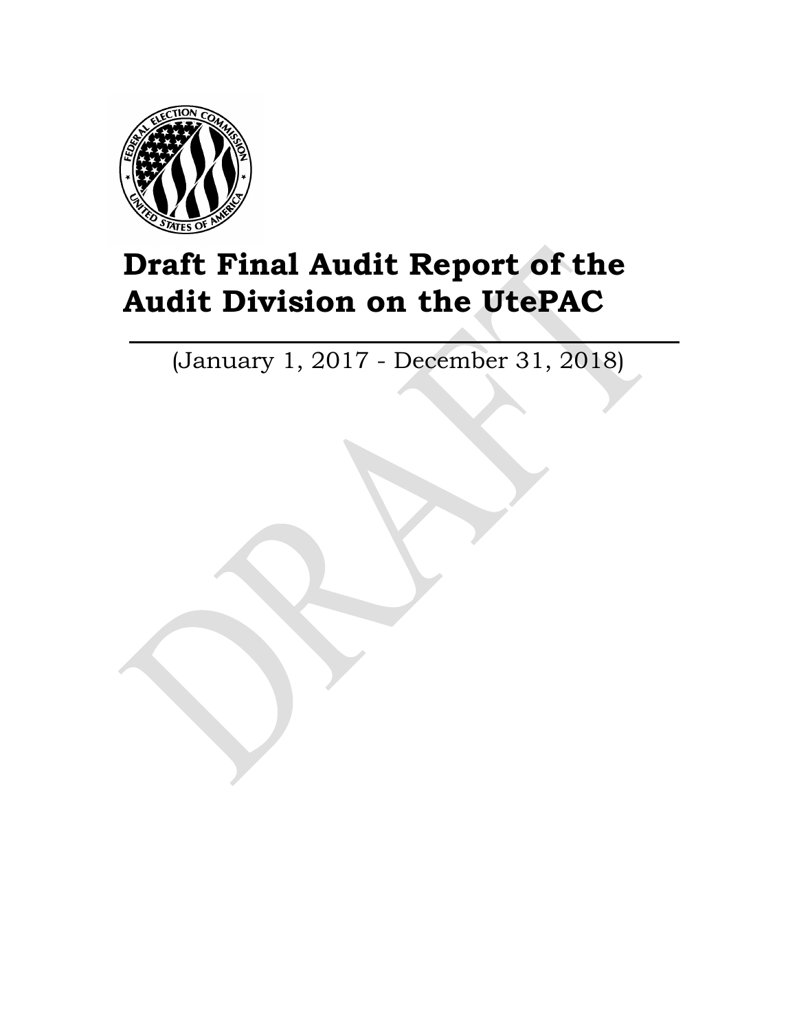# Draft Final Audit Report of the Audit Division on the UtePAC

(January 1, 2017 - December 31, 2018)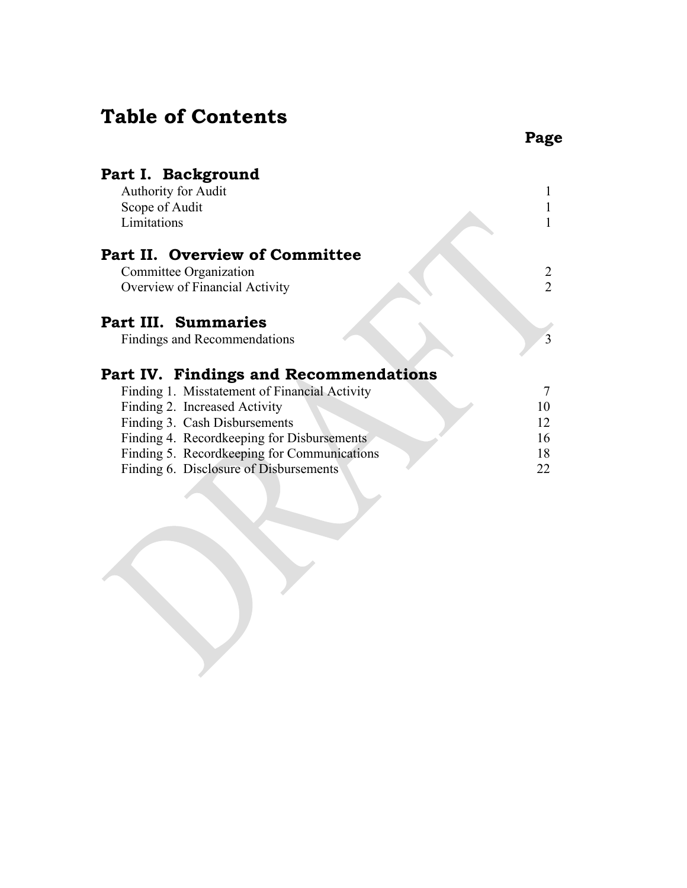# Table of Contents

| | Page |
|---|---|
| **Part I. Background** | |
| Authority for Audit | 1 |
| Scope of Audit | 1 |
| Limitations | 1 |
| **Part II. Overview of Committee** | |
| Committee Organization | 2 |
| Overview of Financial Activity | 2 |
| **Part III. Summaries** | |
| Findings and Recommendations | 3 |
| **Part IV. Findings and Recommendations** | |
| Finding 1. Misstatement of Financial Activity | 7 |
| Finding 2. Increased Activity | 10 |
| Finding 3. Cash Disbursements | 12 |
| Finding 4. Recordkeeping for Disbursements | 16 |
| Finding 5. Recordkeeping for Communications | 18 |
| Finding 6. Disclosure of Disbursements | 22 |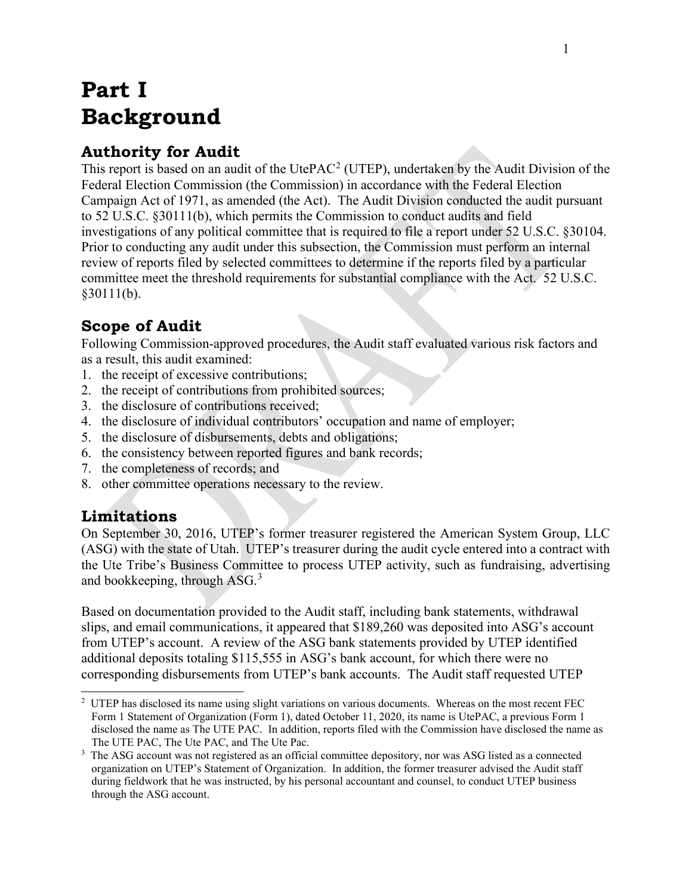# Part I
# Background

## Authority for Audit

This report is based on an audit of the UtePAC[2] (UTEP), undertaken by the Audit Division of the Federal Election Commission (the Commission) in accordance with the Federal Election Campaign Act of 1971, as amended (the Act). The Audit Division conducted the audit pursuant to 52 U.S.C. §30111(b), which permits the Commission to conduct audits and field investigations of any political committee that is required to file a report under 52 U.S.C. §30104. Prior to conducting any audit under this subsection, the Commission must perform an internal review of reports filed by selected committees to determine if the reports filed by a particular committee meet the threshold requirements for substantial compliance with the Act. 52 U.S.C. §30111(b).

## Scope of Audit

Following Commission-approved procedures, the Audit staff evaluated various risk factors and as a result, this audit examined:

1. the receipt of excessive contributions;
2. the receipt of contributions from prohibited sources;
3. the disclosure of contributions received;
4. the disclosure of individual contributors' occupation and name of employer;
5. the disclosure of disbursements, debts and obligations;
6. the consistency between reported figures and bank records;
7. the completeness of records; and
8. other committee operations necessary to the review.

## Limitations

On September 30, 2016, UTEP's former treasurer registered the American System Group, LLC (ASG) with the state of Utah. UTEP's treasurer during the audit cycle entered into a contract with the Ute Tribe's Business Committee to process UTEP activity, such as fundraising, advertising and bookkeeping, through ASG.[3]

Based on documentation provided to the Audit staff, including bank statements, withdrawal slips, and email communications, it appeared that $189,260 was deposited into ASG's account from UTEP's account. A review of the ASG bank statements provided by UTEP identified additional deposits totaling $115,555 in ASG's bank account, for which there were no corresponding disbursements from UTEP's bank accounts. The Audit staff requested UTEP

---

[2] UTEP has disclosed its name using slight variations on various documents. Whereas on the most recent FEC Form 1 Statement of Organization (Form 1), dated October 11, 2020, its name is UtePAC, a previous Form 1 disclosed the name as The UTE PAC. In addition, reports filed with the Commission have disclosed the name as The UTE PAC, The Ute PAC, and The Ute Pac.

[3] The ASG account was not registered as an official committee depository, nor was ASG listed as a connected organization on UTEP's Statement of Organization. In addition, the former treasurer advised the Audit staff during fieldwork that he was instructed, by his personal accountant and counsel, to conduct UTEP business through the ASG account.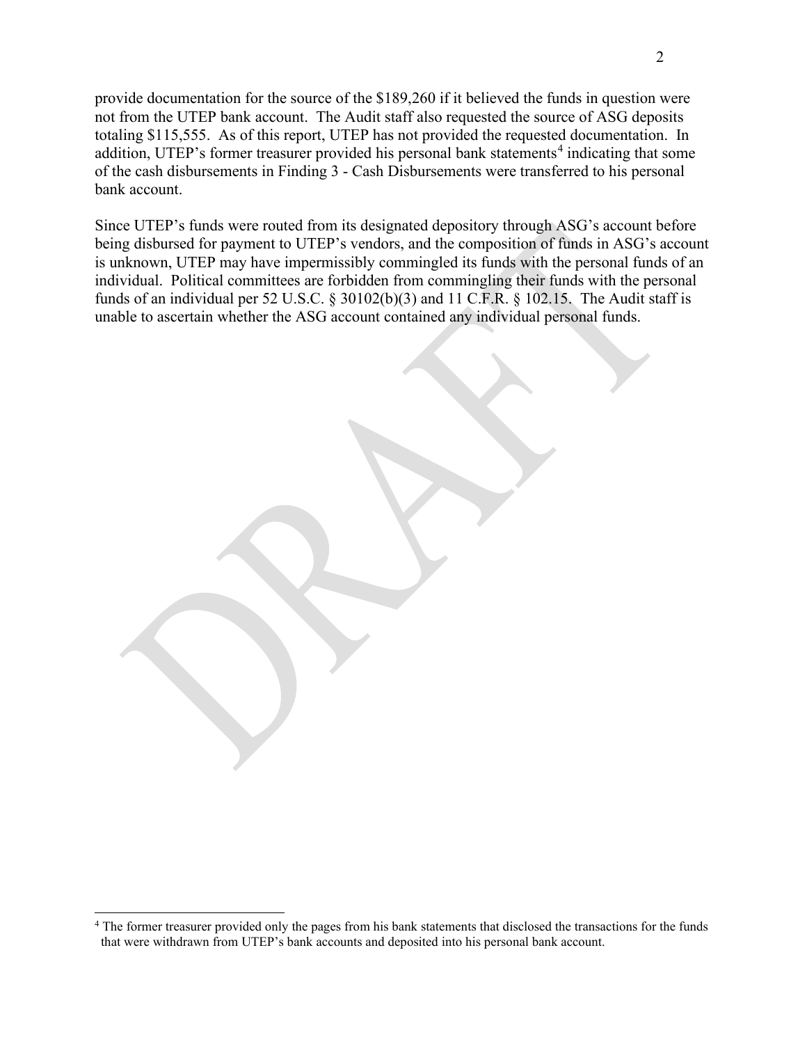provide documentation for the source of the $189,260 if it believed the funds in question were not from the UTEP bank account. The Audit staff also requested the source of ASG deposits totaling $115,555. As of this report, UTEP has not provided the requested documentation. In addition, UTEP's former treasurer provided his personal bank statements[4] indicating that some of the cash disbursements in Finding 3 - Cash Disbursements were transferred to his personal bank account.

Since UTEP's funds were routed from its designated depository through ASG's account before being disbursed for payment to UTEP's vendors, and the composition of funds in ASG's account is unknown, UTEP may have impermissibly commingled its funds with the personal funds of an individual. Political committees are forbidden from commingling their funds with the personal funds of an individual per 52 U.S.C. § 30102(b)(3) and 11 C.F.R. § 102.15. The Audit staff is unable to ascertain whether the ASG account contained any individual personal funds.

[4] The former treasurer provided only the pages from his bank statements that disclosed the transactions for the funds that were withdrawn from UTEP's bank accounts and deposited into his personal bank account.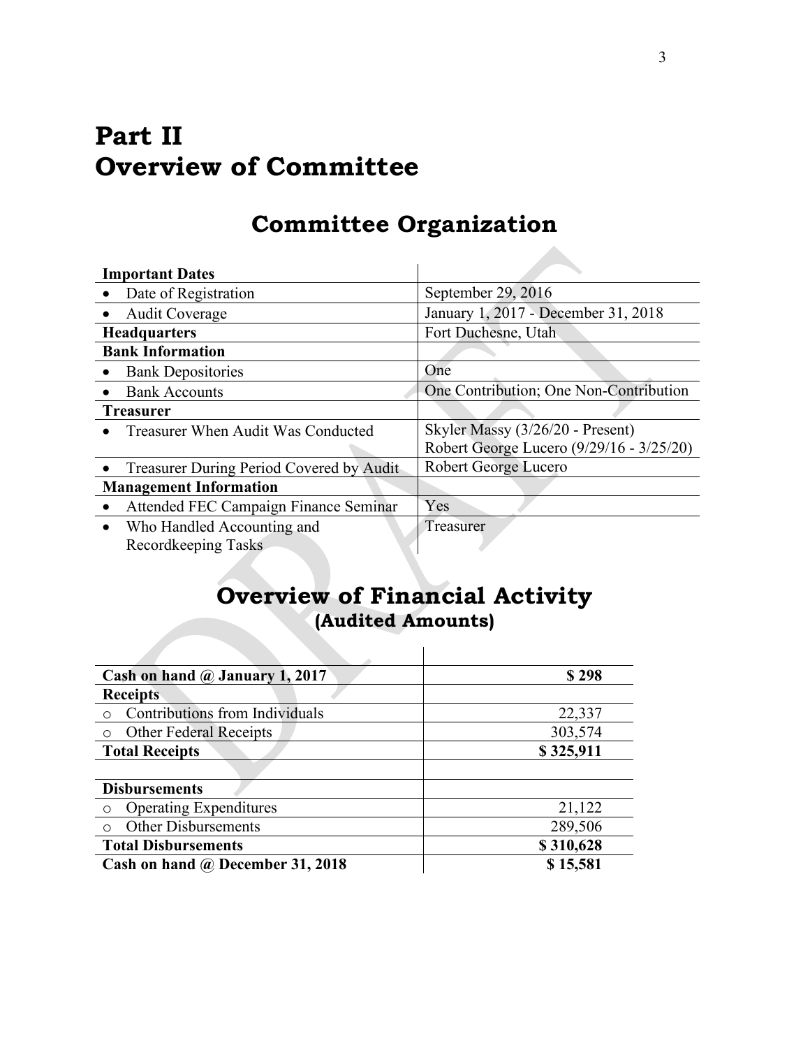# Part II
# Overview of Committee

## Committee Organization

| Important Dates | |
|---|---|
| • Date of Registration | September 29, 2016 |
| • Audit Coverage | January 1, 2017 - December 31, 2018 |
| **Headquarters** | Fort Duchesne, Utah |
| **Bank Information** | |
| • Bank Depositories | One |
| • Bank Accounts | One Contribution; One Non-Contribution |
| **Treasurer** | |
| • Treasurer When Audit Was Conducted | Skyler Massy (3/26/20 - Present)<br>Robert George Lucero (9/29/16 - 3/25/20) |
| • Treasurer During Period Covered by Audit | Robert George Lucero |
| **Management Information** | |
| • Attended FEC Campaign Finance Seminar | Yes |
| • Who Handled Accounting and Recordkeeping Tasks | Treasurer |

## Overview of Financial Activity
### (Audited Amounts)

| | |
|---|---|
| **Cash on hand @ January 1, 2017** | **$ 298** |
| **Receipts** | |
| ○ Contributions from Individuals | 22,337 |
| ○ Other Federal Receipts | 303,574 |
| **Total Receipts** | **$ 325,911** |
| | |
| **Disbursements** | |
| ○ Operating Expenditures | 21,122 |
| ○ Other Disbursements | 289,506 |
| **Total Disbursements** | **$ 310,628** |
| **Cash on hand @ December 31, 2018** | **$ 15,581** |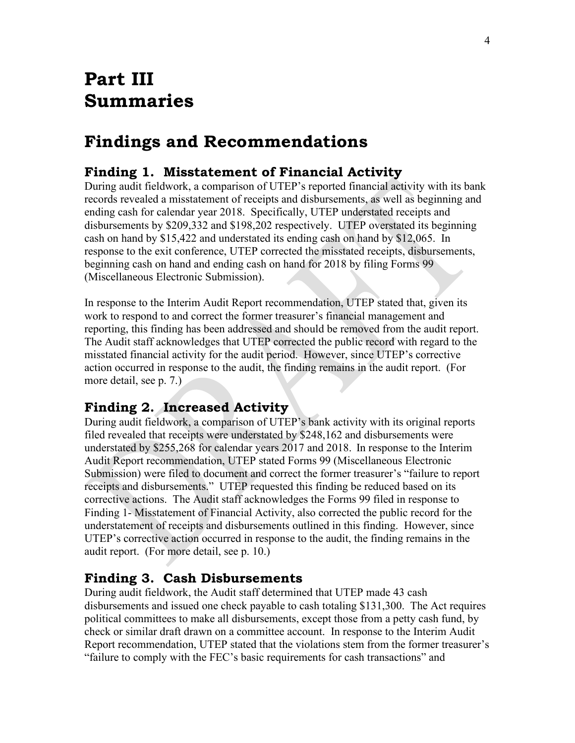# Part III Summaries

## Findings and Recommendations

### Finding 1. Misstatement of Financial Activity

During audit fieldwork, a comparison of UTEP's reported financial activity with its bank records revealed a misstatement of receipts and disbursements, as well as beginning and ending cash for calendar year 2018. Specifically, UTEP understated receipts and disbursements by $209,332 and $198,202 respectively. UTEP overstated its beginning cash on hand by $15,422 and understated its ending cash on hand by $12,065. In response to the exit conference, UTEP corrected the misstated receipts, disbursements, beginning cash on hand and ending cash on hand for 2018 by filing Forms 99 (Miscellaneous Electronic Submission).

In response to the Interim Audit Report recommendation, UTEP stated that, given its work to respond to and correct the former treasurer's financial management and reporting, this finding has been addressed and should be removed from the audit report. The Audit staff acknowledges that UTEP corrected the public record with regard to the misstated financial activity for the audit period. However, since UTEP's corrective action occurred in response to the audit, the finding remains in the audit report. (For more detail, see p. 7.)

### Finding 2. Increased Activity

During audit fieldwork, a comparison of UTEP's bank activity with its original reports filed revealed that receipts were understated by $248,162 and disbursements were understated by $255,268 for calendar years 2017 and 2018. In response to the Interim Audit Report recommendation, UTEP stated Forms 99 (Miscellaneous Electronic Submission) were filed to document and correct the former treasurer's "failure to report receipts and disbursements." UTEP requested this finding be reduced based on its corrective actions. The Audit staff acknowledges the Forms 99 filed in response to Finding 1- Misstatement of Financial Activity, also corrected the public record for the understatement of receipts and disbursements outlined in this finding. However, since UTEP's corrective action occurred in response to the audit, the finding remains in the audit report. (For more detail, see p. 10.)

### Finding 3. Cash Disbursements

During audit fieldwork, the Audit staff determined that UTEP made 43 cash disbursements and issued one check payable to cash totaling $131,300. The Act requires political committees to make all disbursements, except those from a petty cash fund, by check or similar draft drawn on a committee account. In response to the Interim Audit Report recommendation, UTEP stated that the violations stem from the former treasurer's "failure to comply with the FEC's basic requirements for cash transactions" and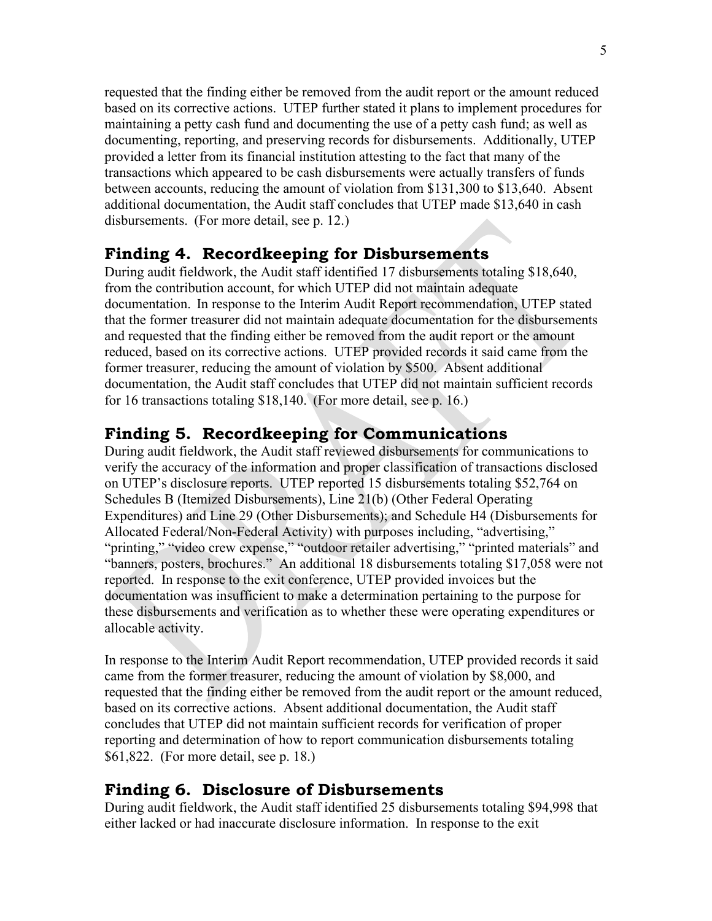requested that the finding either be removed from the audit report or the amount reduced based on its corrective actions. UTEP further stated it plans to implement procedures for maintaining a petty cash fund and documenting the use of a petty cash fund; as well as documenting, reporting, and preserving records for disbursements. Additionally, UTEP provided a letter from its financial institution attesting to the fact that many of the transactions which appeared to be cash disbursements were actually transfers of funds between accounts, reducing the amount of violation from $131,300 to $13,640. Absent additional documentation, the Audit staff concludes that UTEP made $13,640 in cash disbursements. (For more detail, see p. 12.)

## Finding 4. Recordkeeping for Disbursements

During audit fieldwork, the Audit staff identified 17 disbursements totaling $18,640, from the contribution account, for which UTEP did not maintain adequate documentation. In response to the Interim Audit Report recommendation, UTEP stated that the former treasurer did not maintain adequate documentation for the disbursements and requested that the finding either be removed from the audit report or the amount reduced, based on its corrective actions. UTEP provided records it said came from the former treasurer, reducing the amount of violation by $500. Absent additional documentation, the Audit staff concludes that UTEP did not maintain sufficient records for 16 transactions totaling $18,140. (For more detail, see p. 16.)

## Finding 5. Recordkeeping for Communications

During audit fieldwork, the Audit staff reviewed disbursements for communications to verify the accuracy of the information and proper classification of transactions disclosed on UTEP's disclosure reports. UTEP reported 15 disbursements totaling $52,764 on Schedules B (Itemized Disbursements), Line 21(b) (Other Federal Operating Expenditures) and Line 29 (Other Disbursements); and Schedule H4 (Disbursements for Allocated Federal/Non-Federal Activity) with purposes including, "advertising," "printing," "video crew expense," "outdoor retailer advertising," "printed materials" and "banners, posters, brochures." An additional 18 disbursements totaling $17,058 were not reported. In response to the exit conference, UTEP provided invoices but the documentation was insufficient to make a determination pertaining to the purpose for these disbursements and verification as to whether these were operating expenditures or allocable activity.

In response to the Interim Audit Report recommendation, UTEP provided records it said came from the former treasurer, reducing the amount of violation by $8,000, and requested that the finding either be removed from the audit report or the amount reduced, based on its corrective actions. Absent additional documentation, the Audit staff concludes that UTEP did not maintain sufficient records for verification of proper reporting and determination of how to report communication disbursements totaling $61,822. (For more detail, see p. 18.)

## Finding 6. Disclosure of Disbursements

During audit fieldwork, the Audit staff identified 25 disbursements totaling $94,998 that either lacked or had inaccurate disclosure information. In response to the exit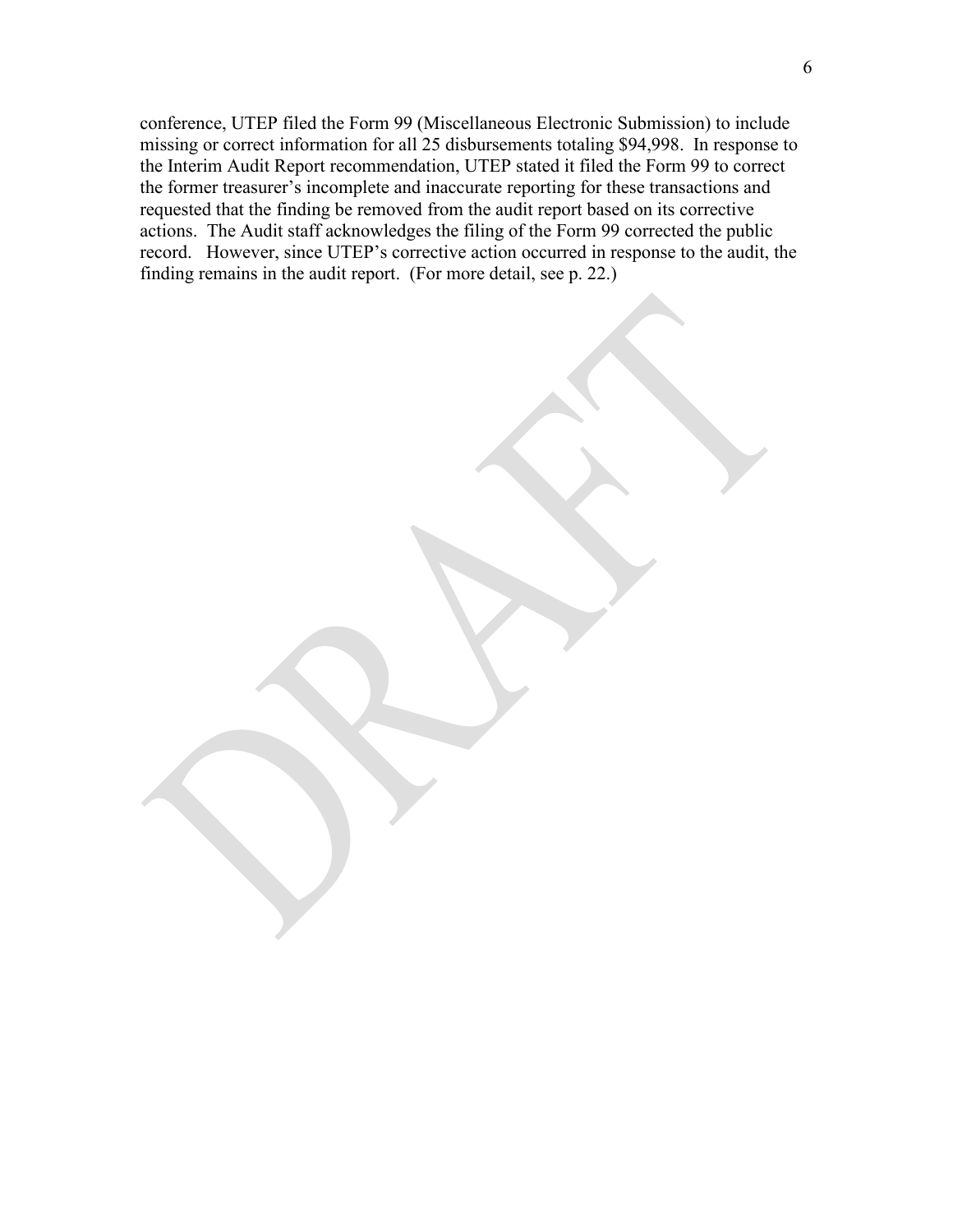conference, UTEP filed the Form 99 (Miscellaneous Electronic Submission) to include missing or correct information for all 25 disbursements totaling $94,998. In response to the Interim Audit Report recommendation, UTEP stated it filed the Form 99 to correct the former treasurer's incomplete and inaccurate reporting for these transactions and requested that the finding be removed from the audit report based on its corrective actions. The Audit staff acknowledges the filing of the Form 99 corrected the public record. However, since UTEP's corrective action occurred in response to the audit, the finding remains in the audit report. (For more detail, see p. 22.)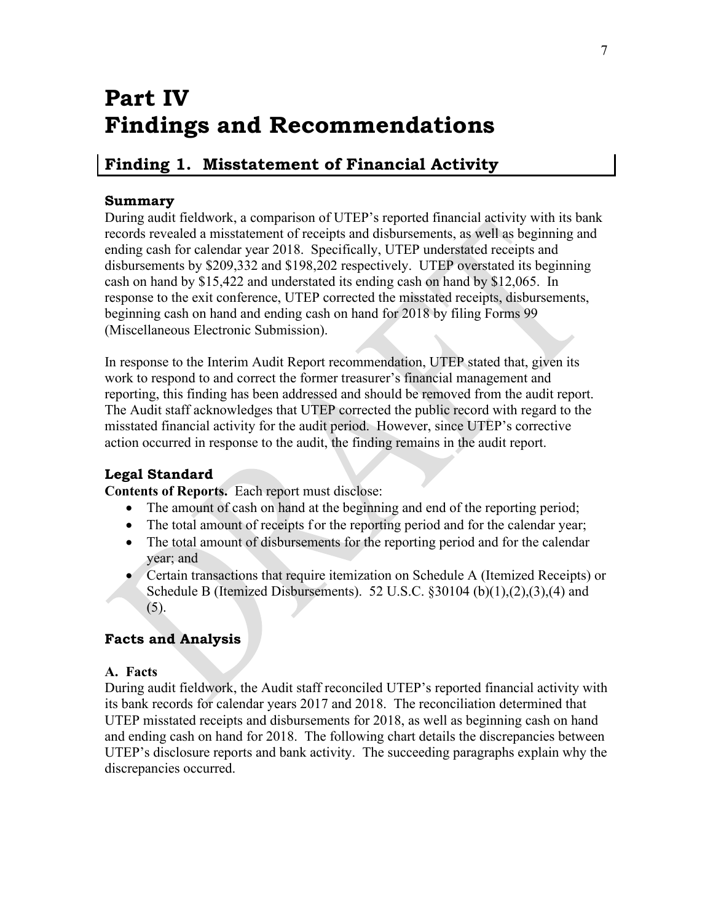# Part IV Findings and Recommendations

## Finding 1. Misstatement of Financial Activity

### Summary

During audit fieldwork, a comparison of UTEP's reported financial activity with its bank records revealed a misstatement of receipts and disbursements, as well as beginning and ending cash for calendar year 2018. Specifically, UTEP understated receipts and disbursements by $209,332 and $198,202 respectively. UTEP overstated its beginning cash on hand by $15,422 and understated its ending cash on hand by $12,065. In response to the exit conference, UTEP corrected the misstated receipts, disbursements, beginning cash on hand and ending cash on hand for 2018 by filing Forms 99 (Miscellaneous Electronic Submission).

In response to the Interim Audit Report recommendation, UTEP stated that, given its work to respond to and correct the former treasurer's financial management and reporting, this finding has been addressed and should be removed from the audit report. The Audit staff acknowledges that UTEP corrected the public record with regard to the misstated financial activity for the audit period. However, since UTEP's corrective action occurred in response to the audit, the finding remains in the audit report.

### Legal Standard

**Contents of Reports.** Each report must disclose:

- The amount of cash on hand at the beginning and end of the reporting period;
- The total amount of receipts for the reporting period and for the calendar year;
- The total amount of disbursements for the reporting period and for the calendar year; and
- Certain transactions that require itemization on Schedule A (Itemized Receipts) or Schedule B (Itemized Disbursements). 52 U.S.C. §30104 (b)(1),(2),(3),(4) and (5).

### Facts and Analysis

**A. Facts**

During audit fieldwork, the Audit staff reconciled UTEP's reported financial activity with its bank records for calendar years 2017 and 2018. The reconciliation determined that UTEP misstated receipts and disbursements for 2018, as well as beginning cash on hand and ending cash on hand for 2018. The following chart details the discrepancies between UTEP's disclosure reports and bank activity. The succeeding paragraphs explain why the discrepancies occurred.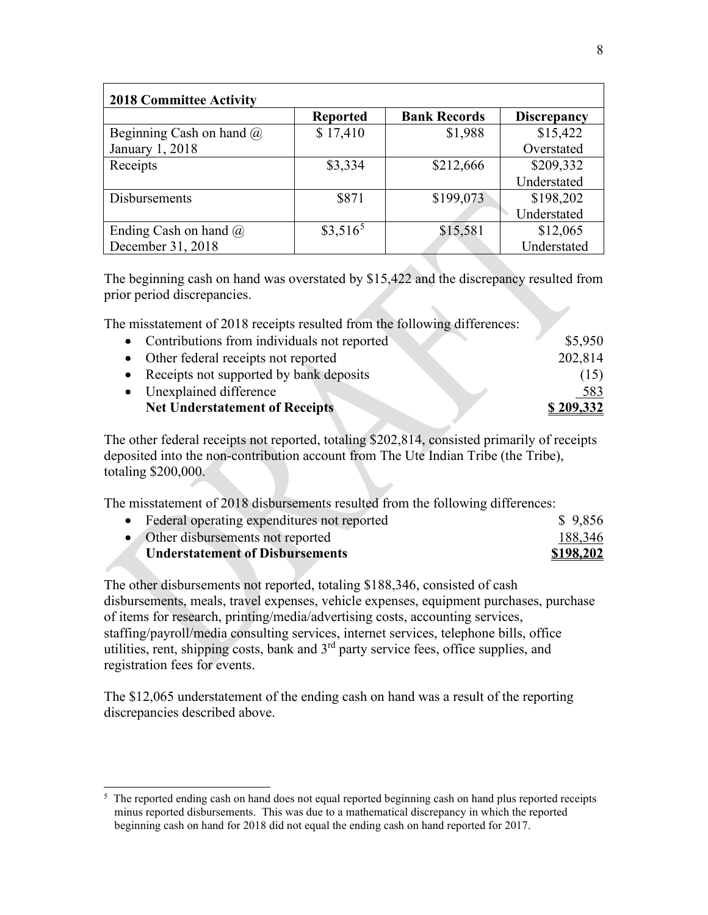| **2018 Committee Activity** | | | |
|---|---|---|---|
| | **Reported** | **Bank Records** | **Discrepancy** |
| Beginning Cash on hand @ January 1, 2018 | $ 17,410 | $1,988 | $15,422 Overstated |
| Receipts | $3,334 | $212,666 | $209,332 Understated |
| Disbursements | $871 | $199,073 | $198,202 Understated |
| Ending Cash on hand @ December 31, 2018 | $3,516[5] | $15,581 | $12,065 Understated |

The beginning cash on hand was overstated by $15,422 and the discrepancy resulted from prior period discrepancies.

The misstatement of 2018 receipts resulted from the following differences:

| | |
|---|---|
| • Contributions from individuals not reported | $5,950 |
| • Other federal receipts not reported | 202,814 |
| • Receipts not supported by bank deposits | (15) |
| • Unexplained difference | 583 |
| **Net Understatement of Receipts** | **$ 209,332** |

The other federal receipts not reported, totaling $202,814, consisted primarily of receipts deposited into the non-contribution account from The Ute Indian Tribe (the Tribe), totaling $200,000.

The misstatement of 2018 disbursements resulted from the following differences:

| | |
|---|---|
| • Federal operating expenditures not reported | $ 9,856 |
| • Other disbursements not reported | 188,346 |
| **Understatement of Disbursements** | **$198,202** |

The other disbursements not reported, totaling $188,346, consisted of cash disbursements, meals, travel expenses, vehicle expenses, equipment purchases, purchase of items for research, printing/media/advertising costs, accounting services, staffing/payroll/media consulting services, internet services, telephone bills, office utilities, rent, shipping costs, bank and 3rd party service fees, office supplies, and registration fees for events.

The $12,065 understatement of the ending cash on hand was a result of the reporting discrepancies described above.

[5] The reported ending cash on hand does not equal reported beginning cash on hand plus reported receipts minus reported disbursements. This was due to a mathematical discrepancy in which the reported beginning cash on hand for 2018 did not equal the ending cash on hand reported for 2017.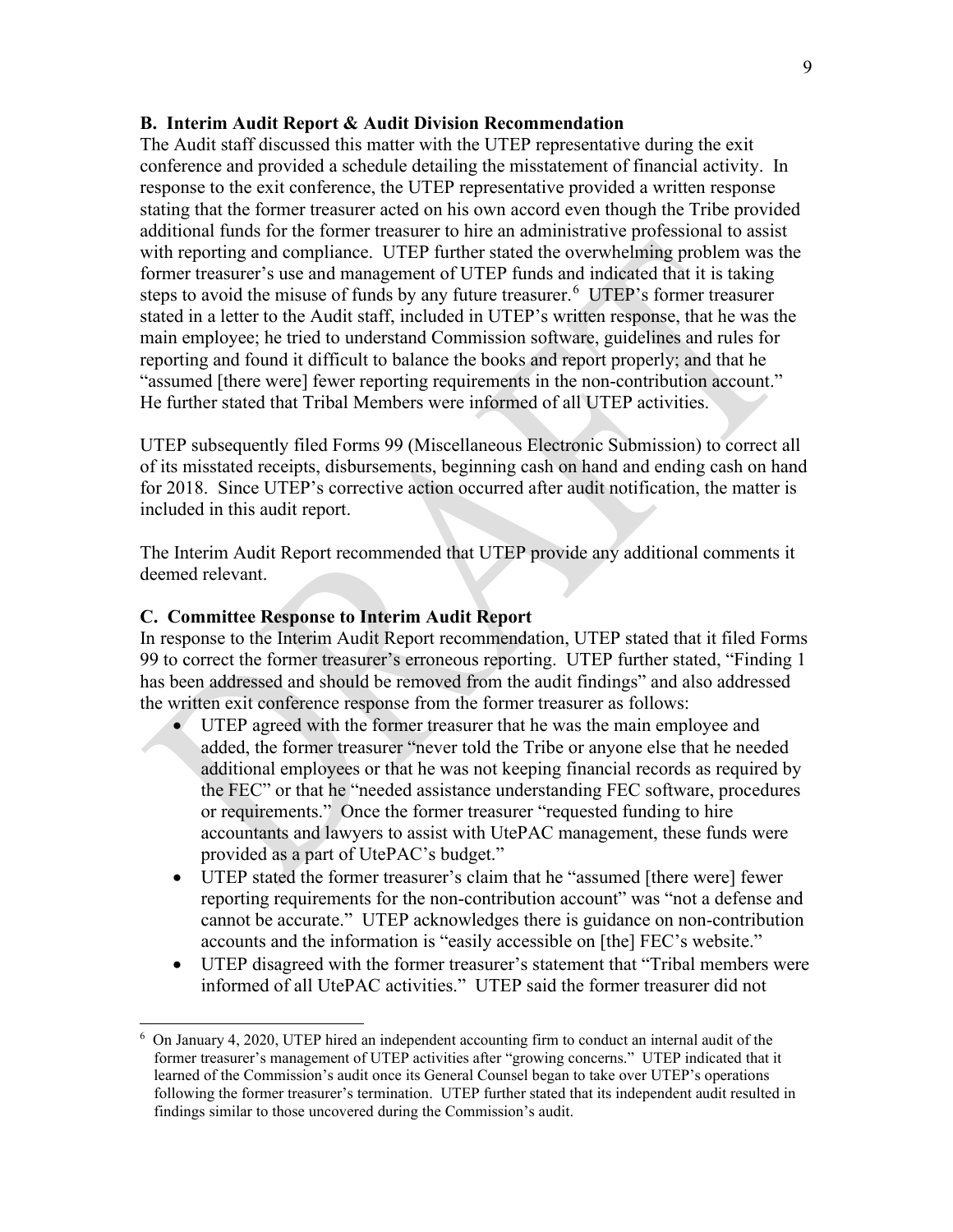### B. Interim Audit Report & Audit Division Recommendation

The Audit staff discussed this matter with the UTEP representative during the exit conference and provided a schedule detailing the misstatement of financial activity. In response to the exit conference, the UTEP representative provided a written response stating that the former treasurer acted on his own accord even though the Tribe provided additional funds for the former treasurer to hire an administrative professional to assist with reporting and compliance. UTEP further stated the overwhelming problem was the former treasurer's use and management of UTEP funds and indicated that it is taking steps to avoid the misuse of funds by any future treasurer.[6] UTEP's former treasurer stated in a letter to the Audit staff, included in UTEP's written response, that he was the main employee; he tried to understand Commission software, guidelines and rules for reporting and found it difficult to balance the books and report properly; and that he "assumed [there were] fewer reporting requirements in the non-contribution account." He further stated that Tribal Members were informed of all UTEP activities.

UTEP subsequently filed Forms 99 (Miscellaneous Electronic Submission) to correct all of its misstated receipts, disbursements, beginning cash on hand and ending cash on hand for 2018. Since UTEP's corrective action occurred after audit notification, the matter is included in this audit report.

The Interim Audit Report recommended that UTEP provide any additional comments it deemed relevant.

### C. Committee Response to Interim Audit Report

In response to the Interim Audit Report recommendation, UTEP stated that it filed Forms 99 to correct the former treasurer's erroneous reporting. UTEP further stated, "Finding 1 has been addressed and should be removed from the audit findings" and also addressed the written exit conference response from the former treasurer as follows:

- UTEP agreed with the former treasurer that he was the main employee and added, the former treasurer "never told the Tribe or anyone else that he needed additional employees or that he was not keeping financial records as required by the FEC" or that he "needed assistance understanding FEC software, procedures or requirements." Once the former treasurer "requested funding to hire accountants and lawyers to assist with UtePAC management, these funds were provided as a part of UtePAC's budget."
- UTEP stated the former treasurer's claim that he "assumed [there were] fewer reporting requirements for the non-contribution account" was "not a defense and cannot be accurate." UTEP acknowledges there is guidance on non-contribution accounts and the information is "easily accessible on [the] FEC's website."
- UTEP disagreed with the former treasurer's statement that "Tribal members were informed of all UtePAC activities." UTEP said the former treasurer did not

---

[6] On January 4, 2020, UTEP hired an independent accounting firm to conduct an internal audit of the former treasurer's management of UTEP activities after "growing concerns." UTEP indicated that it learned of the Commission's audit once its General Counsel began to take over UTEP's operations following the former treasurer's termination. UTEP further stated that its independent audit resulted in findings similar to those uncovered during the Commission's audit.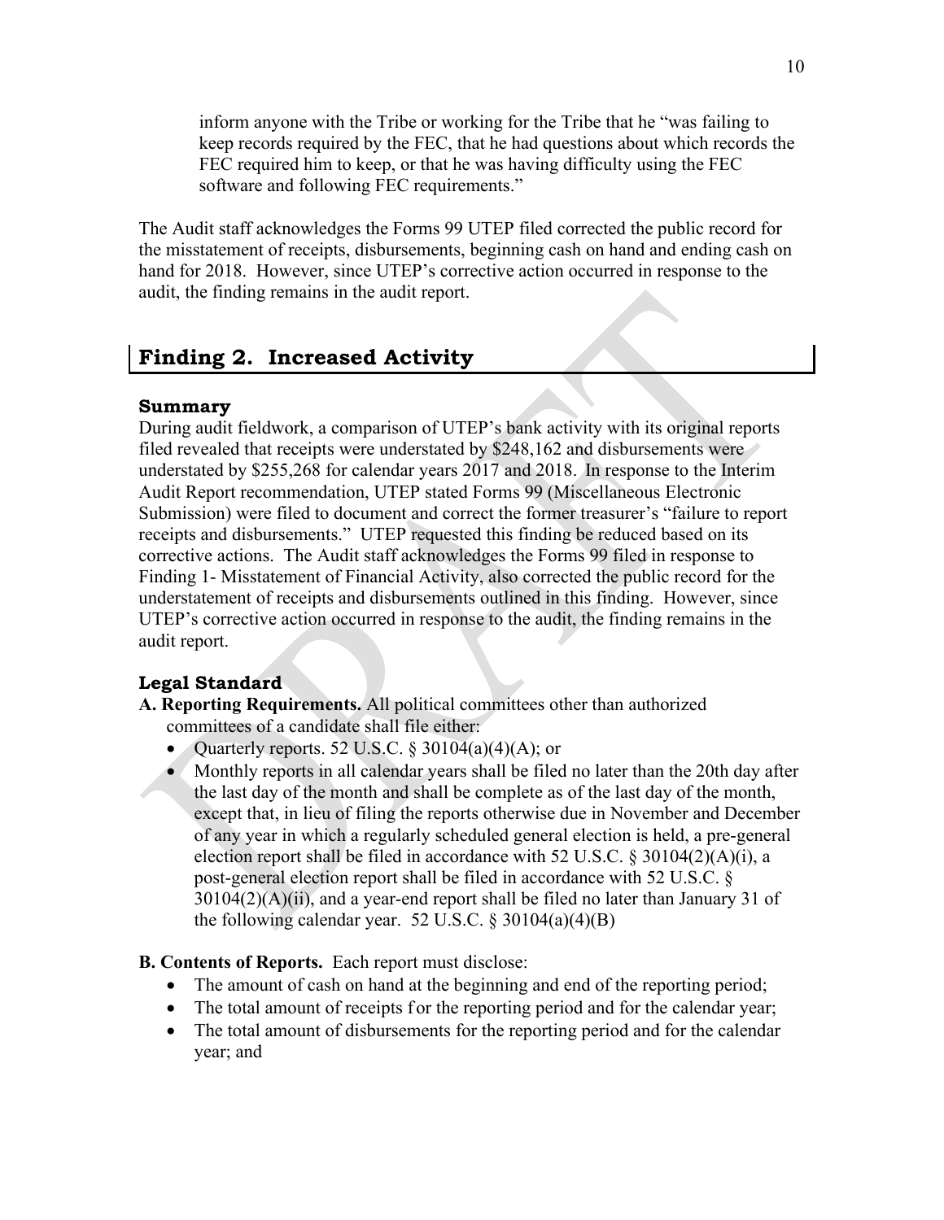inform anyone with the Tribe or working for the Tribe that he "was failing to keep records required by the FEC, that he had questions about which records the FEC required him to keep, or that he was having difficulty using the FEC software and following FEC requirements."

The Audit staff acknowledges the Forms 99 UTEP filed corrected the public record for the misstatement of receipts, disbursements, beginning cash on hand and ending cash on hand for 2018. However, since UTEP's corrective action occurred in response to the audit, the finding remains in the audit report.

## Finding 2. Increased Activity

### Summary

During audit fieldwork, a comparison of UTEP's bank activity with its original reports filed revealed that receipts were understated by $248,162 and disbursements were understated by $255,268 for calendar years 2017 and 2018. In response to the Interim Audit Report recommendation, UTEP stated Forms 99 (Miscellaneous Electronic Submission) were filed to document and correct the former treasurer's "failure to report receipts and disbursements." UTEP requested this finding be reduced based on its corrective actions. The Audit staff acknowledges the Forms 99 filed in response to Finding 1- Misstatement of Financial Activity, also corrected the public record for the understatement of receipts and disbursements outlined in this finding. However, since UTEP's corrective action occurred in response to the audit, the finding remains in the audit report.

### Legal Standard

**A. Reporting Requirements.** All political committees other than authorized committees of a candidate shall file either:

- Quarterly reports. 52 U.S.C. § 30104(a)(4)(A); or
- Monthly reports in all calendar years shall be filed no later than the 20th day after the last day of the month and shall be complete as of the last day of the month, except that, in lieu of filing the reports otherwise due in November and December of any year in which a regularly scheduled general election is held, a pre-general election report shall be filed in accordance with 52 U.S.C. § 30104(2)(A)(i), a post-general election report shall be filed in accordance with 52 U.S.C. § 30104(2)(A)(ii), and a year-end report shall be filed no later than January 31 of the following calendar year. 52 U.S.C. § 30104(a)(4)(B)

**B. Contents of Reports.** Each report must disclose:

- The amount of cash on hand at the beginning and end of the reporting period;
- The total amount of receipts for the reporting period and for the calendar year;
- The total amount of disbursements for the reporting period and for the calendar year; and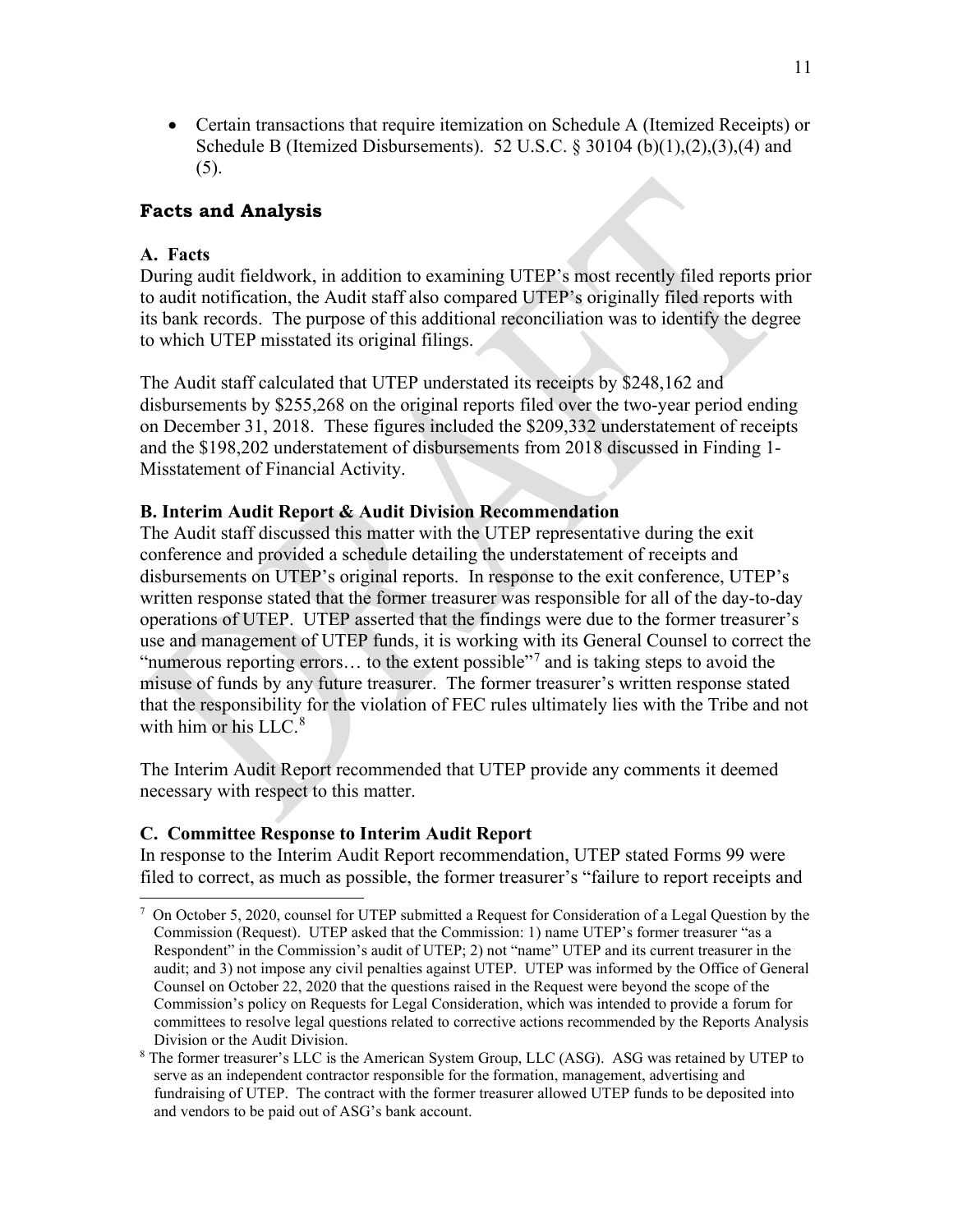- Certain transactions that require itemization on Schedule A (Itemized Receipts) or Schedule B (Itemized Disbursements). 52 U.S.C. § 30104 (b)(1),(2),(3),(4) and (5).

### Facts and Analysis

#### A. Facts

During audit fieldwork, in addition to examining UTEP's most recently filed reports prior to audit notification, the Audit staff also compared UTEP's originally filed reports with its bank records. The purpose of this additional reconciliation was to identify the degree to which UTEP misstated its original filings.

The Audit staff calculated that UTEP understated its receipts by $248,162 and disbursements by $255,268 on the original reports filed over the two-year period ending on December 31, 2018. These figures included the $209,332 understatement of receipts and the $198,202 understatement of disbursements from 2018 discussed in Finding 1-Misstatement of Financial Activity.

#### B. Interim Audit Report & Audit Division Recommendation

The Audit staff discussed this matter with the UTEP representative during the exit conference and provided a schedule detailing the understatement of receipts and disbursements on UTEP's original reports. In response to the exit conference, UTEP's written response stated that the former treasurer was responsible for all of the day-to-day operations of UTEP. UTEP asserted that the findings were due to the former treasurer's use and management of UTEP funds, it is working with its General Counsel to correct the "numerous reporting errors… to the extent possible"[7] and is taking steps to avoid the misuse of funds by any future treasurer. The former treasurer's written response stated that the responsibility for the violation of FEC rules ultimately lies with the Tribe and not with him or his LLC.[8]

The Interim Audit Report recommended that UTEP provide any comments it deemed necessary with respect to this matter.

#### C. Committee Response to Interim Audit Report

In response to the Interim Audit Report recommendation, UTEP stated Forms 99 were filed to correct, as much as possible, the former treasurer's "failure to report receipts and

---

[7] On October 5, 2020, counsel for UTEP submitted a Request for Consideration of a Legal Question by the Commission (Request). UTEP asked that the Commission: 1) name UTEP's former treasurer "as a Respondent" in the Commission's audit of UTEP; 2) not "name" UTEP and its current treasurer in the audit; and 3) not impose any civil penalties against UTEP. UTEP was informed by the Office of General Counsel on October 22, 2020 that the questions raised in the Request were beyond the scope of the Commission's policy on Requests for Legal Consideration, which was intended to provide a forum for committees to resolve legal questions related to corrective actions recommended by the Reports Analysis Division or the Audit Division.

[8] The former treasurer's LLC is the American System Group, LLC (ASG). ASG was retained by UTEP to serve as an independent contractor responsible for the formation, management, advertising and fundraising of UTEP. The contract with the former treasurer allowed UTEP funds to be deposited into and vendors to be paid out of ASG's bank account.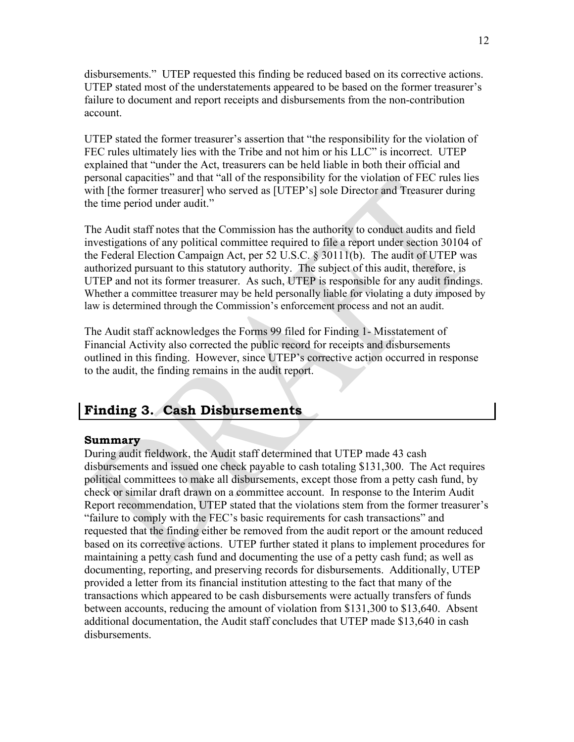disbursements." UTEP requested this finding be reduced based on its corrective actions. UTEP stated most of the understatements appeared to be based on the former treasurer's failure to document and report receipts and disbursements from the non-contribution account.

UTEP stated the former treasurer's assertion that "the responsibility for the violation of FEC rules ultimately lies with the Tribe and not him or his LLC" is incorrect. UTEP explained that "under the Act, treasurers can be held liable in both their official and personal capacities" and that "all of the responsibility for the violation of FEC rules lies with [the former treasurer] who served as [UTEP's] sole Director and Treasurer during the time period under audit."

The Audit staff notes that the Commission has the authority to conduct audits and field investigations of any political committee required to file a report under section 30104 of the Federal Election Campaign Act, per 52 U.S.C. § 30111(b). The audit of UTEP was authorized pursuant to this statutory authority. The subject of this audit, therefore, is UTEP and not its former treasurer. As such, UTEP is responsible for any audit findings. Whether a committee treasurer may be held personally liable for violating a duty imposed by law is determined through the Commission's enforcement process and not an audit.

The Audit staff acknowledges the Forms 99 filed for Finding 1- Misstatement of Financial Activity also corrected the public record for receipts and disbursements outlined in this finding. However, since UTEP's corrective action occurred in response to the audit, the finding remains in the audit report.

## Finding 3. Cash Disbursements

### Summary

During audit fieldwork, the Audit staff determined that UTEP made 43 cash disbursements and issued one check payable to cash totaling $131,300. The Act requires political committees to make all disbursements, except those from a petty cash fund, by check or similar draft drawn on a committee account. In response to the Interim Audit Report recommendation, UTEP stated that the violations stem from the former treasurer's "failure to comply with the FEC's basic requirements for cash transactions" and requested that the finding either be removed from the audit report or the amount reduced based on its corrective actions. UTEP further stated it plans to implement procedures for maintaining a petty cash fund and documenting the use of a petty cash fund; as well as documenting, reporting, and preserving records for disbursements. Additionally, UTEP provided a letter from its financial institution attesting to the fact that many of the transactions which appeared to be cash disbursements were actually transfers of funds between accounts, reducing the amount of violation from $131,300 to $13,640. Absent additional documentation, the Audit staff concludes that UTEP made $13,640 in cash disbursements.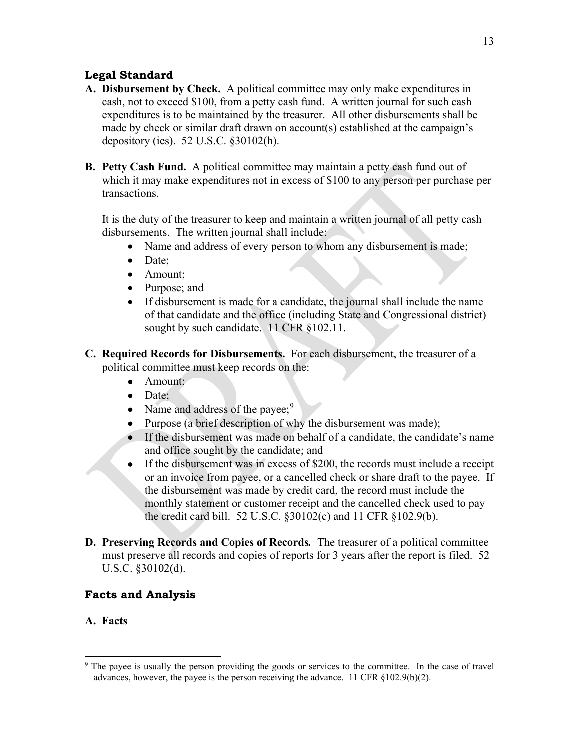## Legal Standard

**A. Disbursement by Check.** A political committee may only make expenditures in cash, not to exceed $100, from a petty cash fund. A written journal for such cash expenditures is to be maintained by the treasurer. All other disbursements shall be made by check or similar draft drawn on account(s) established at the campaign's depository (ies). 52 U.S.C. §30102(h).

**B. Petty Cash Fund.** A political committee may maintain a petty cash fund out of which it may make expenditures not in excess of $100 to any person per purchase per transactions.

It is the duty of the treasurer to keep and maintain a written journal of all petty cash disbursements. The written journal shall include:

- Name and address of every person to whom any disbursement is made;
- Date;
- Amount;
- Purpose; and
- If disbursement is made for a candidate, the journal shall include the name of that candidate and the office (including State and Congressional district) sought by such candidate. 11 CFR §102.11.

**C. Required Records for Disbursements.** For each disbursement, the treasurer of a political committee must keep records on the:

- Amount;
- Date;
- Name and address of the payee;[9]
- Purpose (a brief description of why the disbursement was made);
- If the disbursement was made on behalf of a candidate, the candidate's name and office sought by the candidate; and
- If the disbursement was in excess of $200, the records must include a receipt or an invoice from payee, or a cancelled check or share draft to the payee. If the disbursement was made by credit card, the record must include the monthly statement or customer receipt and the cancelled check used to pay the credit card bill. 52 U.S.C. §30102(c) and 11 CFR §102.9(b).

**D. Preserving Records and Copies of Records*.*** The treasurer of a political committee must preserve all records and copies of reports for 3 years after the report is filed. 52 U.S.C. §30102(d).

## Facts and Analysis

**A. Facts**

[9] The payee is usually the person providing the goods or services to the committee. In the case of travel advances, however, the payee is the person receiving the advance. 11 CFR §102.9(b)(2).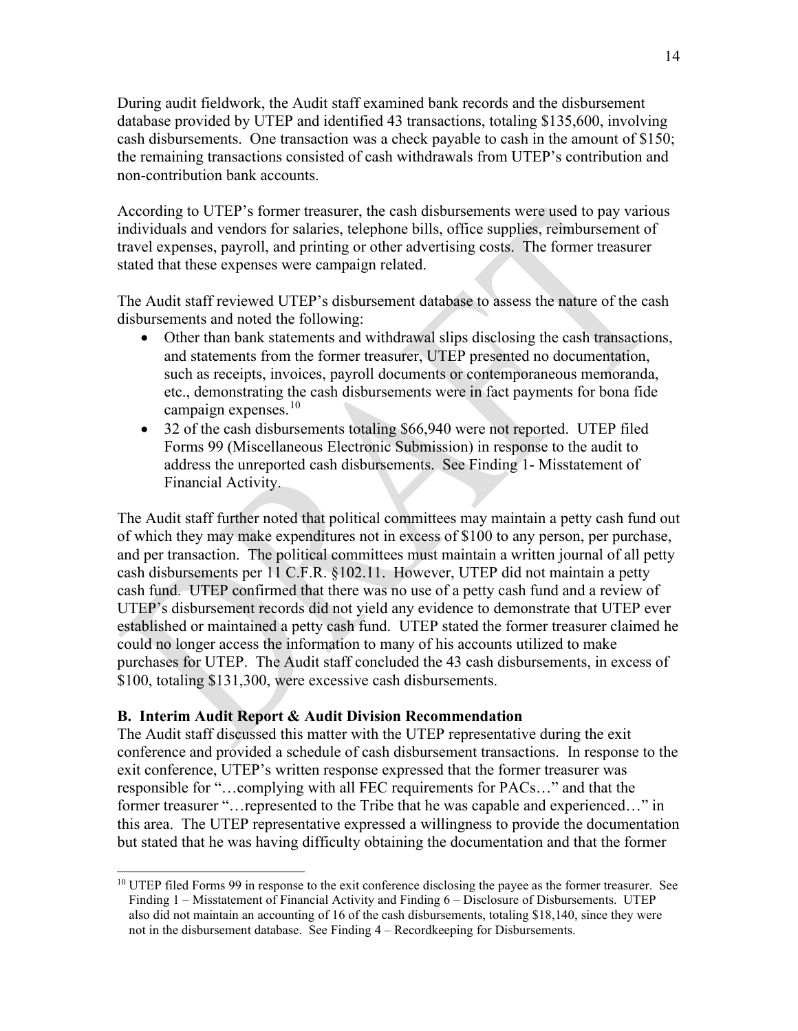During audit fieldwork, the Audit staff examined bank records and the disbursement database provided by UTEP and identified 43 transactions, totaling $135,600, involving cash disbursements. One transaction was a check payable to cash in the amount of $150; the remaining transactions consisted of cash withdrawals from UTEP's contribution and non-contribution bank accounts.

According to UTEP's former treasurer, the cash disbursements were used to pay various individuals and vendors for salaries, telephone bills, office supplies, reimbursement of travel expenses, payroll, and printing or other advertising costs. The former treasurer stated that these expenses were campaign related.

The Audit staff reviewed UTEP's disbursement database to assess the nature of the cash disbursements and noted the following:

- Other than bank statements and withdrawal slips disclosing the cash transactions, and statements from the former treasurer, UTEP presented no documentation, such as receipts, invoices, payroll documents or contemporaneous memoranda, etc., demonstrating the cash disbursements were in fact payments for bona fide campaign expenses.[10]
- 32 of the cash disbursements totaling $66,940 were not reported. UTEP filed Forms 99 (Miscellaneous Electronic Submission) in response to the audit to address the unreported cash disbursements. See Finding 1- Misstatement of Financial Activity.

The Audit staff further noted that political committees may maintain a petty cash fund out of which they may make expenditures not in excess of $100 to any person, per purchase, and per transaction. The political committees must maintain a written journal of all petty cash disbursements per 11 C.F.R. §102.11. However, UTEP did not maintain a petty cash fund. UTEP confirmed that there was no use of a petty cash fund and a review of UTEP's disbursement records did not yield any evidence to demonstrate that UTEP ever established or maintained a petty cash fund. UTEP stated the former treasurer claimed he could no longer access the information to many of his accounts utilized to make purchases for UTEP. The Audit staff concluded the 43 cash disbursements, in excess of $100, totaling $131,300, were excessive cash disbursements.

**B. Interim Audit Report & Audit Division Recommendation**

The Audit staff discussed this matter with the UTEP representative during the exit conference and provided a schedule of cash disbursement transactions. In response to the exit conference, UTEP's written response expressed that the former treasurer was responsible for "…complying with all FEC requirements for PACs…" and that the former treasurer "…represented to the Tribe that he was capable and experienced…" in this area. The UTEP representative expressed a willingness to provide the documentation but stated that he was having difficulty obtaining the documentation and that the former

---

[10] UTEP filed Forms 99 in response to the exit conference disclosing the payee as the former treasurer. See Finding 1 – Misstatement of Financial Activity and Finding 6 – Disclosure of Disbursements. UTEP also did not maintain an accounting of 16 of the cash disbursements, totaling $18,140, since they were not in the disbursement database. See Finding 4 – Recordkeeping for Disbursements.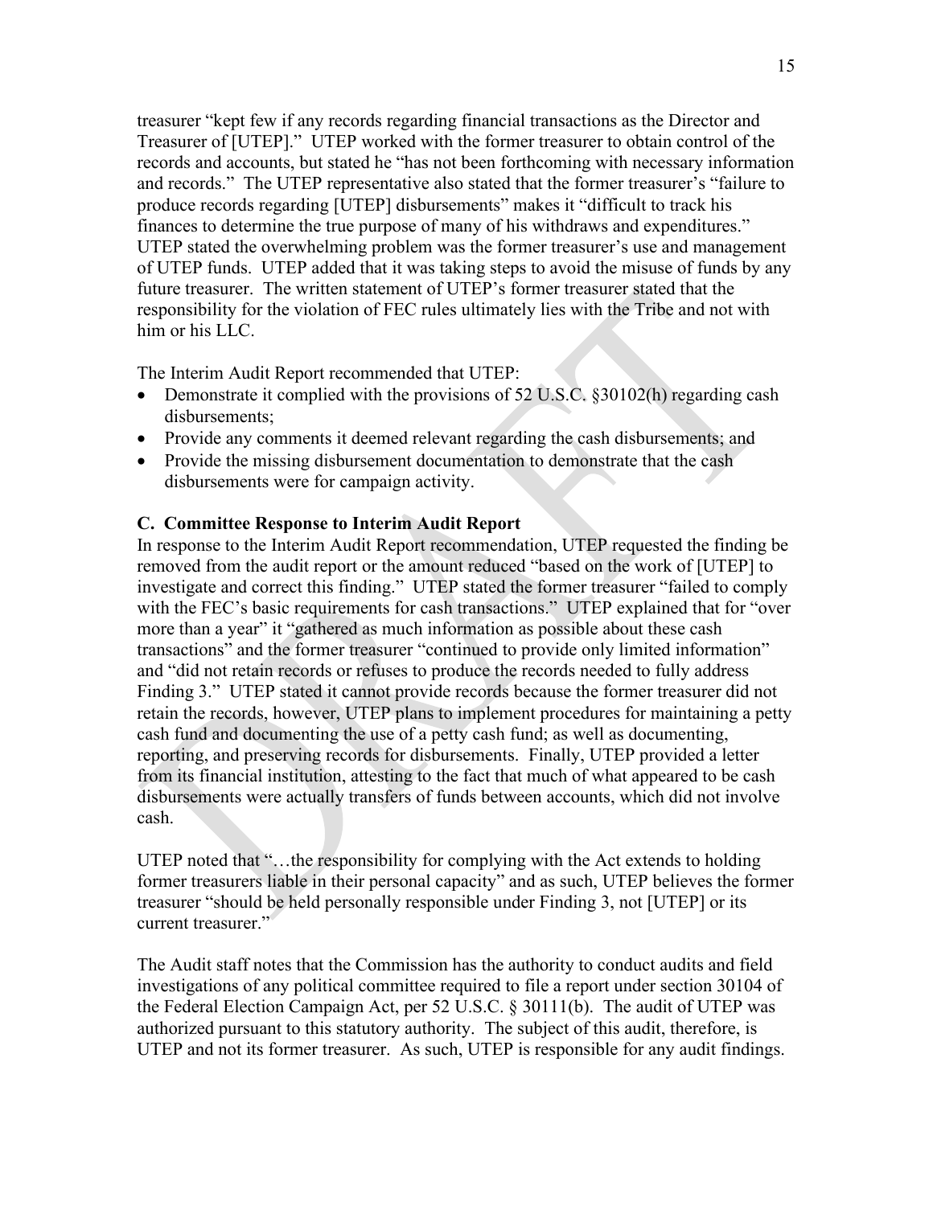treasurer "kept few if any records regarding financial transactions as the Director and Treasurer of [UTEP]." UTEP worked with the former treasurer to obtain control of the records and accounts, but stated he "has not been forthcoming with necessary information and records." The UTEP representative also stated that the former treasurer's "failure to produce records regarding [UTEP] disbursements" makes it "difficult to track his finances to determine the true purpose of many of his withdraws and expenditures." UTEP stated the overwhelming problem was the former treasurer's use and management of UTEP funds. UTEP added that it was taking steps to avoid the misuse of funds by any future treasurer. The written statement of UTEP's former treasurer stated that the responsibility for the violation of FEC rules ultimately lies with the Tribe and not with him or his LLC.

The Interim Audit Report recommended that UTEP:

- Demonstrate it complied with the provisions of 52 U.S.C. §30102(h) regarding cash disbursements;
- Provide any comments it deemed relevant regarding the cash disbursements; and
- Provide the missing disbursement documentation to demonstrate that the cash disbursements were for campaign activity.

### C. Committee Response to Interim Audit Report

In response to the Interim Audit Report recommendation, UTEP requested the finding be removed from the audit report or the amount reduced "based on the work of [UTEP] to investigate and correct this finding." UTEP stated the former treasurer "failed to comply with the FEC's basic requirements for cash transactions." UTEP explained that for "over more than a year" it "gathered as much information as possible about these cash transactions" and the former treasurer "continued to provide only limited information" and "did not retain records or refuses to produce the records needed to fully address Finding 3." UTEP stated it cannot provide records because the former treasurer did not retain the records, however, UTEP plans to implement procedures for maintaining a petty cash fund and documenting the use of a petty cash fund; as well as documenting, reporting, and preserving records for disbursements. Finally, UTEP provided a letter from its financial institution, attesting to the fact that much of what appeared to be cash disbursements were actually transfers of funds between accounts, which did not involve cash.

UTEP noted that "…the responsibility for complying with the Act extends to holding former treasurers liable in their personal capacity" and as such, UTEP believes the former treasurer "should be held personally responsible under Finding 3, not [UTEP] or its current treasurer."

The Audit staff notes that the Commission has the authority to conduct audits and field investigations of any political committee required to file a report under section 30104 of the Federal Election Campaign Act, per 52 U.S.C. § 30111(b). The audit of UTEP was authorized pursuant to this statutory authority. The subject of this audit, therefore, is UTEP and not its former treasurer. As such, UTEP is responsible for any audit findings.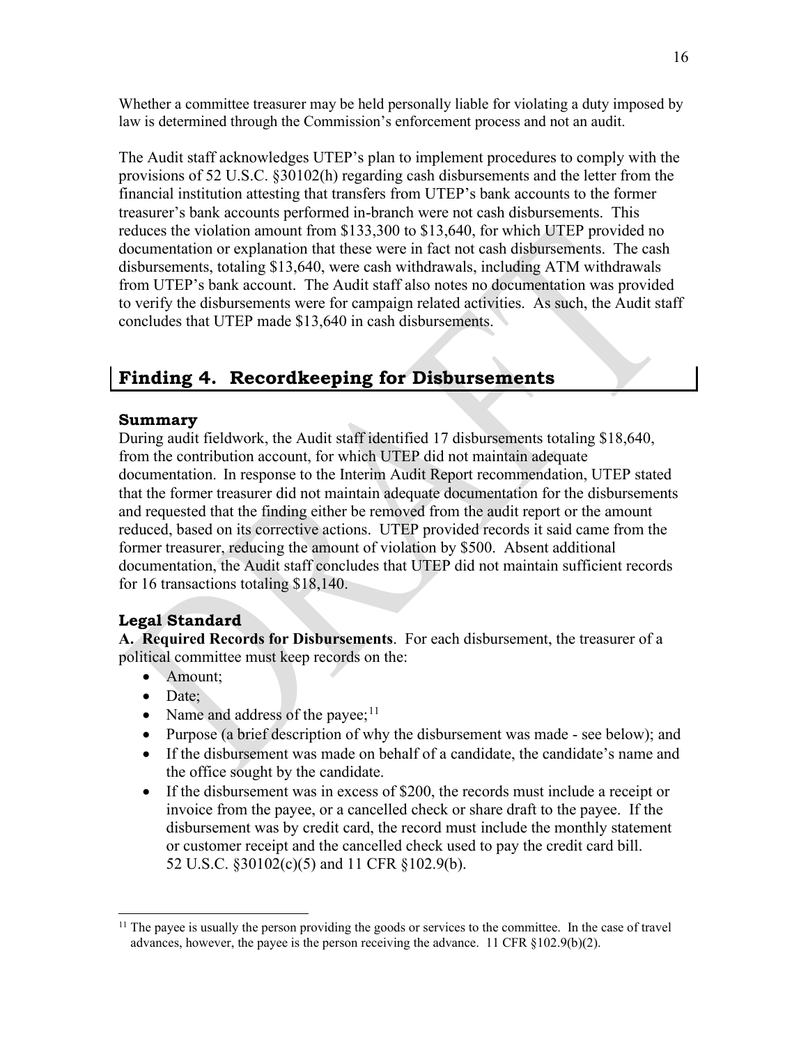Whether a committee treasurer may be held personally liable for violating a duty imposed by law is determined through the Commission's enforcement process and not an audit.

The Audit staff acknowledges UTEP's plan to implement procedures to comply with the provisions of 52 U.S.C. §30102(h) regarding cash disbursements and the letter from the financial institution attesting that transfers from UTEP's bank accounts to the former treasurer's bank accounts performed in-branch were not cash disbursements. This reduces the violation amount from $133,300 to $13,640, for which UTEP provided no documentation or explanation that these were in fact not cash disbursements. The cash disbursements, totaling $13,640, were cash withdrawals, including ATM withdrawals from UTEP's bank account. The Audit staff also notes no documentation was provided to verify the disbursements were for campaign related activities. As such, the Audit staff concludes that UTEP made $13,640 in cash disbursements.

## Finding 4. Recordkeeping for Disbursements

### Summary

During audit fieldwork, the Audit staff identified 17 disbursements totaling $18,640, from the contribution account, for which UTEP did not maintain adequate documentation. In response to the Interim Audit Report recommendation, UTEP stated that the former treasurer did not maintain adequate documentation for the disbursements and requested that the finding either be removed from the audit report or the amount reduced, based on its corrective actions. UTEP provided records it said came from the former treasurer, reducing the amount of violation by $500. Absent additional documentation, the Audit staff concludes that UTEP did not maintain sufficient records for 16 transactions totaling $18,140.

### Legal Standard

**A. Required Records for Disbursements**. For each disbursement, the treasurer of a political committee must keep records on the:

- Amount;
- Date;
- Name and address of the payee;[11]
- Purpose (a brief description of why the disbursement was made - see below); and
- If the disbursement was made on behalf of a candidate, the candidate's name and the office sought by the candidate.
- If the disbursement was in excess of $200, the records must include a receipt or invoice from the payee, or a cancelled check or share draft to the payee. If the disbursement was by credit card, the record must include the monthly statement or customer receipt and the cancelled check used to pay the credit card bill. 52 U.S.C. §30102(c)(5) and 11 CFR §102.9(b).

---

[11] The payee is usually the person providing the goods or services to the committee. In the case of travel advances, however, the payee is the person receiving the advance. 11 CFR §102.9(b)(2).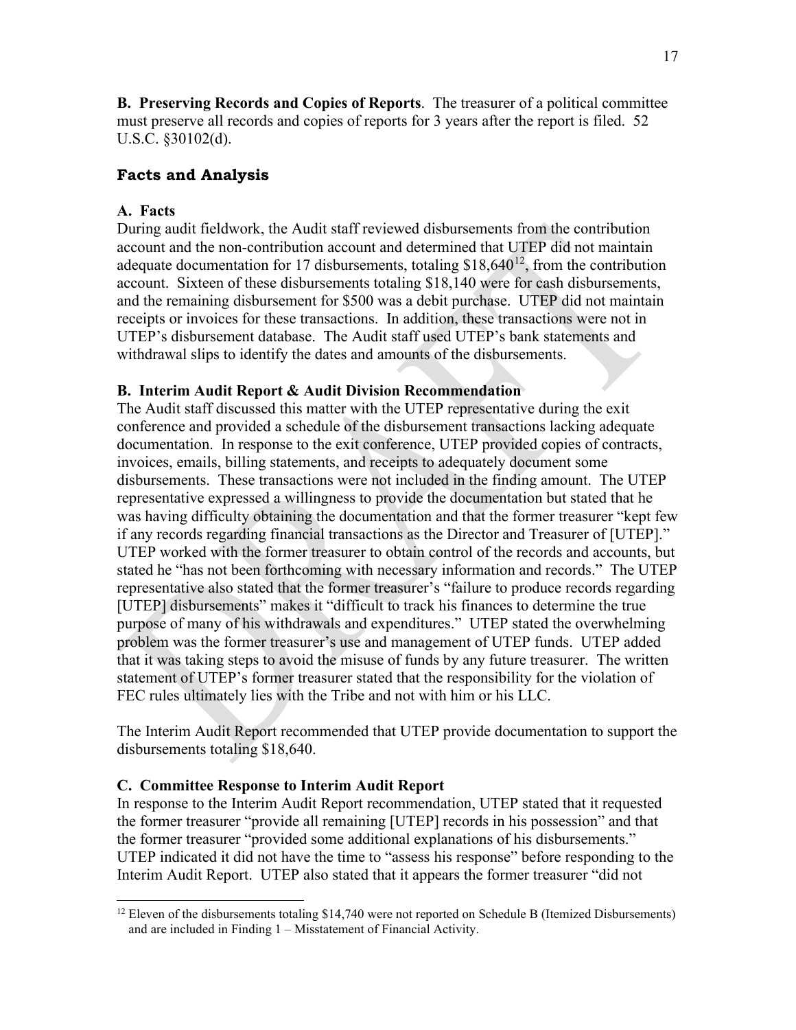**B. Preserving Records and Copies of Reports**. The treasurer of a political committee must preserve all records and copies of reports for 3 years after the report is filed. 52 U.S.C. §30102(d).

## Facts and Analysis

### A. Facts

During audit fieldwork, the Audit staff reviewed disbursements from the contribution account and the non-contribution account and determined that UTEP did not maintain adequate documentation for 17 disbursements, totaling $18,640[12], from the contribution account. Sixteen of these disbursements totaling $18,140 were for cash disbursements, and the remaining disbursement for $500 was a debit purchase. UTEP did not maintain receipts or invoices for these transactions. In addition, these transactions were not in UTEP's disbursement database. The Audit staff used UTEP's bank statements and withdrawal slips to identify the dates and amounts of the disbursements.

### B. Interim Audit Report & Audit Division Recommendation

The Audit staff discussed this matter with the UTEP representative during the exit conference and provided a schedule of the disbursement transactions lacking adequate documentation. In response to the exit conference, UTEP provided copies of contracts, invoices, emails, billing statements, and receipts to adequately document some disbursements. These transactions were not included in the finding amount. The UTEP representative expressed a willingness to provide the documentation but stated that he was having difficulty obtaining the documentation and that the former treasurer "kept few if any records regarding financial transactions as the Director and Treasurer of [UTEP]." UTEP worked with the former treasurer to obtain control of the records and accounts, but stated he "has not been forthcoming with necessary information and records." The UTEP representative also stated that the former treasurer's "failure to produce records regarding [UTEP] disbursements" makes it "difficult to track his finances to determine the true purpose of many of his withdrawals and expenditures." UTEP stated the overwhelming problem was the former treasurer's use and management of UTEP funds. UTEP added that it was taking steps to avoid the misuse of funds by any future treasurer. The written statement of UTEP's former treasurer stated that the responsibility for the violation of FEC rules ultimately lies with the Tribe and not with him or his LLC.

The Interim Audit Report recommended that UTEP provide documentation to support the disbursements totaling $18,640.

### C. Committee Response to Interim Audit Report

In response to the Interim Audit Report recommendation, UTEP stated that it requested the former treasurer "provide all remaining [UTEP] records in his possession" and that the former treasurer "provided some additional explanations of his disbursements." UTEP indicated it did not have the time to "assess his response" before responding to the Interim Audit Report. UTEP also stated that it appears the former treasurer "did not

[12] Eleven of the disbursements totaling $14,740 were not reported on Schedule B (Itemized Disbursements) and are included in Finding 1 – Misstatement of Financial Activity.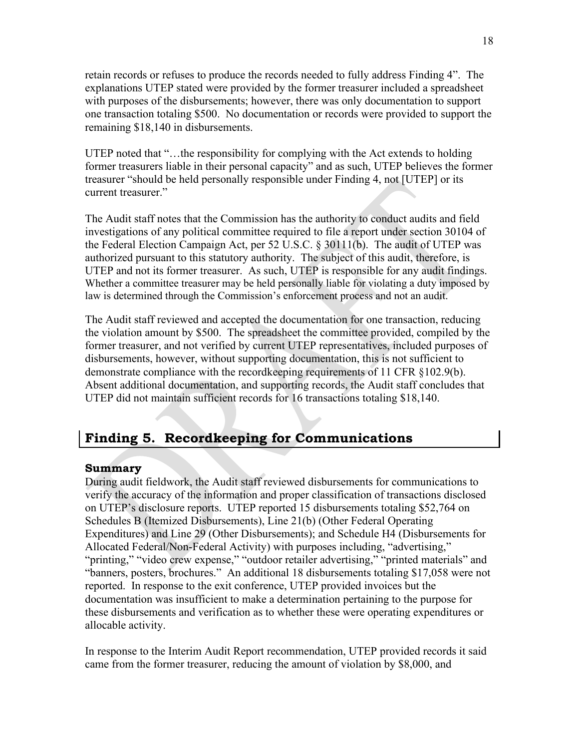retain records or refuses to produce the records needed to fully address Finding 4". The explanations UTEP stated were provided by the former treasurer included a spreadsheet with purposes of the disbursements; however, there was only documentation to support one transaction totaling $500. No documentation or records were provided to support the remaining $18,140 in disbursements.

UTEP noted that "…the responsibility for complying with the Act extends to holding former treasurers liable in their personal capacity" and as such, UTEP believes the former treasurer "should be held personally responsible under Finding 4, not [UTEP] or its current treasurer."

The Audit staff notes that the Commission has the authority to conduct audits and field investigations of any political committee required to file a report under section 30104 of the Federal Election Campaign Act, per 52 U.S.C. § 30111(b). The audit of UTEP was authorized pursuant to this statutory authority. The subject of this audit, therefore, is UTEP and not its former treasurer. As such, UTEP is responsible for any audit findings. Whether a committee treasurer may be held personally liable for violating a duty imposed by law is determined through the Commission's enforcement process and not an audit.

The Audit staff reviewed and accepted the documentation for one transaction, reducing the violation amount by $500. The spreadsheet the committee provided, compiled by the former treasurer, and not verified by current UTEP representatives, included purposes of disbursements, however, without supporting documentation, this is not sufficient to demonstrate compliance with the recordkeeping requirements of 11 CFR §102.9(b). Absent additional documentation, and supporting records, the Audit staff concludes that UTEP did not maintain sufficient records for 16 transactions totaling $18,140.

## Finding 5. Recordkeeping for Communications

### Summary

During audit fieldwork, the Audit staff reviewed disbursements for communications to verify the accuracy of the information and proper classification of transactions disclosed on UTEP's disclosure reports. UTEP reported 15 disbursements totaling $52,764 on Schedules B (Itemized Disbursements), Line 21(b) (Other Federal Operating Expenditures) and Line 29 (Other Disbursements); and Schedule H4 (Disbursements for Allocated Federal/Non-Federal Activity) with purposes including, "advertising," "printing," "video crew expense," "outdoor retailer advertising," "printed materials" and "banners, posters, brochures." An additional 18 disbursements totaling $17,058 were not reported. In response to the exit conference, UTEP provided invoices but the documentation was insufficient to make a determination pertaining to the purpose for these disbursements and verification as to whether these were operating expenditures or allocable activity.

In response to the Interim Audit Report recommendation, UTEP provided records it said came from the former treasurer, reducing the amount of violation by $8,000, and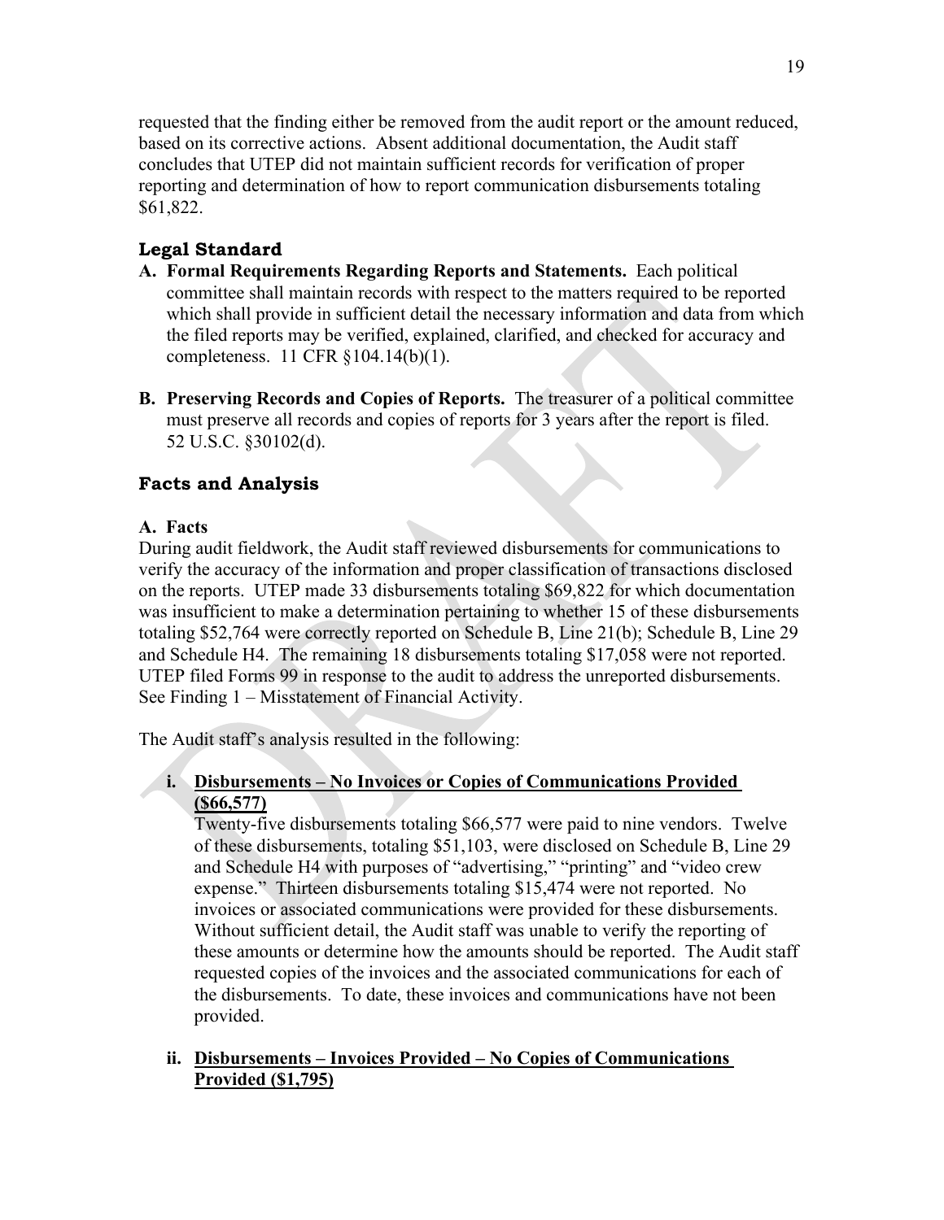requested that the finding either be removed from the audit report or the amount reduced, based on its corrective actions. Absent additional documentation, the Audit staff concludes that UTEP did not maintain sufficient records for verification of proper reporting and determination of how to report communication disbursements totaling $61,822.

## Legal Standard

**A. Formal Requirements Regarding Reports and Statements.** Each political committee shall maintain records with respect to the matters required to be reported which shall provide in sufficient detail the necessary information and data from which the filed reports may be verified, explained, clarified, and checked for accuracy and completeness. 11 CFR §104.14(b)(1).

**B. Preserving Records and Copies of Reports.** The treasurer of a political committee must preserve all records and copies of reports for 3 years after the report is filed. 52 U.S.C. §30102(d).

## Facts and Analysis

### A. Facts

During audit fieldwork, the Audit staff reviewed disbursements for communications to verify the accuracy of the information and proper classification of transactions disclosed on the reports. UTEP made 33 disbursements totaling $69,822 for which documentation was insufficient to make a determination pertaining to whether 15 of these disbursements totaling $52,764 were correctly reported on Schedule B, Line 21(b); Schedule B, Line 29 and Schedule H4. The remaining 18 disbursements totaling $17,058 were not reported. UTEP filed Forms 99 in response to the audit to address the unreported disbursements. See Finding 1 – Misstatement of Financial Activity.

The Audit staff's analysis resulted in the following:

**i. <u>Disbursements – No Invoices or Copies of Communications Provided ($66,577)</u>**

Twenty-five disbursements totaling $66,577 were paid to nine vendors. Twelve of these disbursements, totaling $51,103, were disclosed on Schedule B, Line 29 and Schedule H4 with purposes of "advertising," "printing" and "video crew expense." Thirteen disbursements totaling $15,474 were not reported. No invoices or associated communications were provided for these disbursements. Without sufficient detail, the Audit staff was unable to verify the reporting of these amounts or determine how the amounts should be reported. The Audit staff requested copies of the invoices and the associated communications for each of the disbursements. To date, these invoices and communications have not been provided.

**ii. <u>Disbursements – Invoices Provided – No Copies of Communications Provided ($1,795)</u>**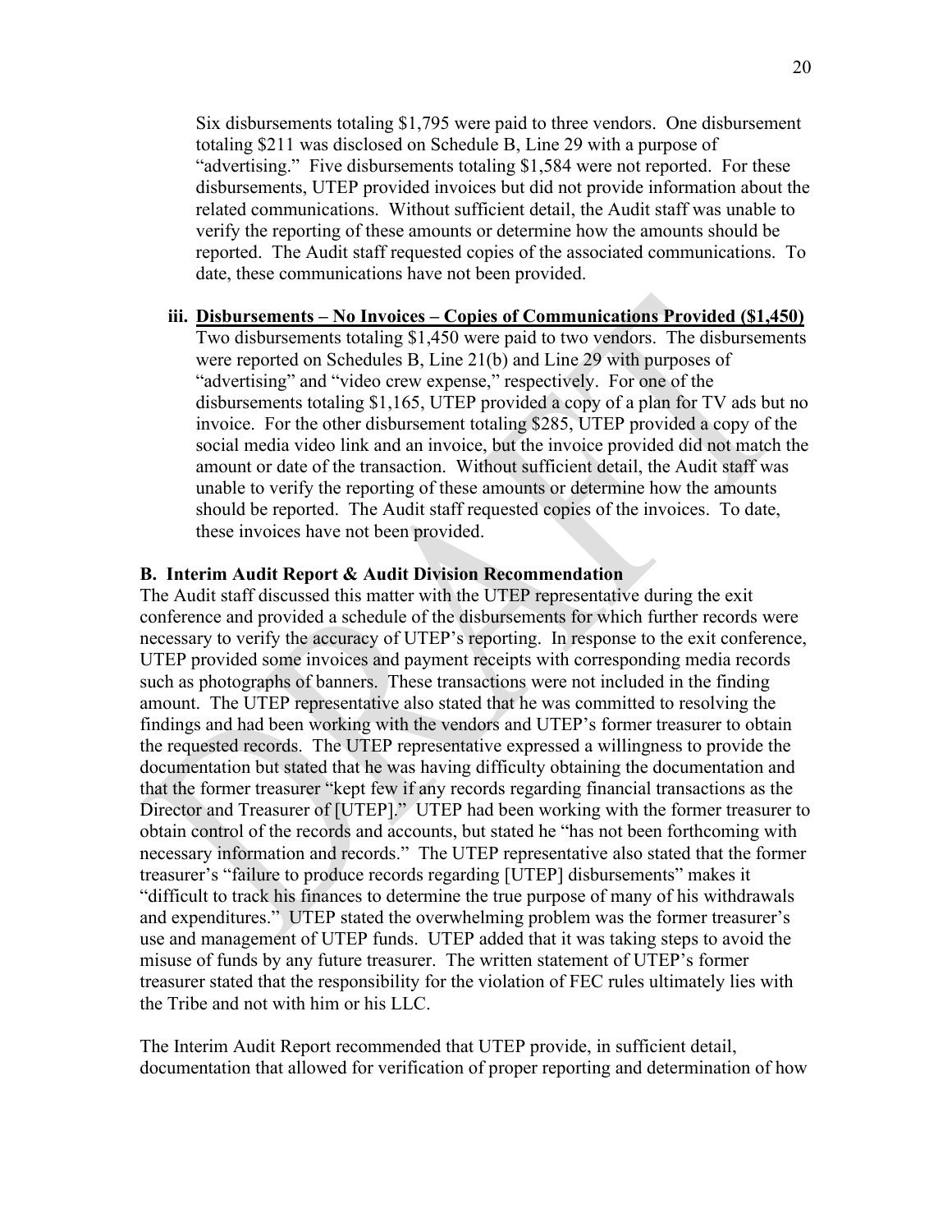Six disbursements totaling $1,795 were paid to three vendors. One disbursement totaling $211 was disclosed on Schedule B, Line 29 with a purpose of "advertising." Five disbursements totaling $1,584 were not reported. For these disbursements, UTEP provided invoices but did not provide information about the related communications. Without sufficient detail, the Audit staff was unable to verify the reporting of these amounts or determine how the amounts should be reported. The Audit staff requested copies of the associated communications. To date, these communications have not been provided.

**iii. <u>Disbursements – No Invoices – Copies of Communications Provided ($1,450)</u>**

Two disbursements totaling $1,450 were paid to two vendors. The disbursements were reported on Schedules B, Line 21(b) and Line 29 with purposes of "advertising" and "video crew expense," respectively. For one of the disbursements totaling $1,165, UTEP provided a copy of a plan for TV ads but no invoice. For the other disbursement totaling $285, UTEP provided a copy of the social media video link and an invoice, but the invoice provided did not match the amount or date of the transaction. Without sufficient detail, the Audit staff was unable to verify the reporting of these amounts or determine how the amounts should be reported. The Audit staff requested copies of the invoices. To date, these invoices have not been provided.

### B. Interim Audit Report & Audit Division Recommendation

The Audit staff discussed this matter with the UTEP representative during the exit conference and provided a schedule of the disbursements for which further records were necessary to verify the accuracy of UTEP's reporting. In response to the exit conference, UTEP provided some invoices and payment receipts with corresponding media records such as photographs of banners. These transactions were not included in the finding amount. The UTEP representative also stated that he was committed to resolving the findings and had been working with the vendors and UTEP's former treasurer to obtain the requested records. The UTEP representative expressed a willingness to provide the documentation but stated that he was having difficulty obtaining the documentation and that the former treasurer "kept few if any records regarding financial transactions as the Director and Treasurer of [UTEP]." UTEP had been working with the former treasurer to obtain control of the records and accounts, but stated he "has not been forthcoming with necessary information and records." The UTEP representative also stated that the former treasurer's "failure to produce records regarding [UTEP] disbursements" makes it "difficult to track his finances to determine the true purpose of many of his withdrawals and expenditures." UTEP stated the overwhelming problem was the former treasurer's use and management of UTEP funds. UTEP added that it was taking steps to avoid the misuse of funds by any future treasurer. The written statement of UTEP's former treasurer stated that the responsibility for the violation of FEC rules ultimately lies with the Tribe and not with him or his LLC.

The Interim Audit Report recommended that UTEP provide, in sufficient detail, documentation that allowed for verification of proper reporting and determination of how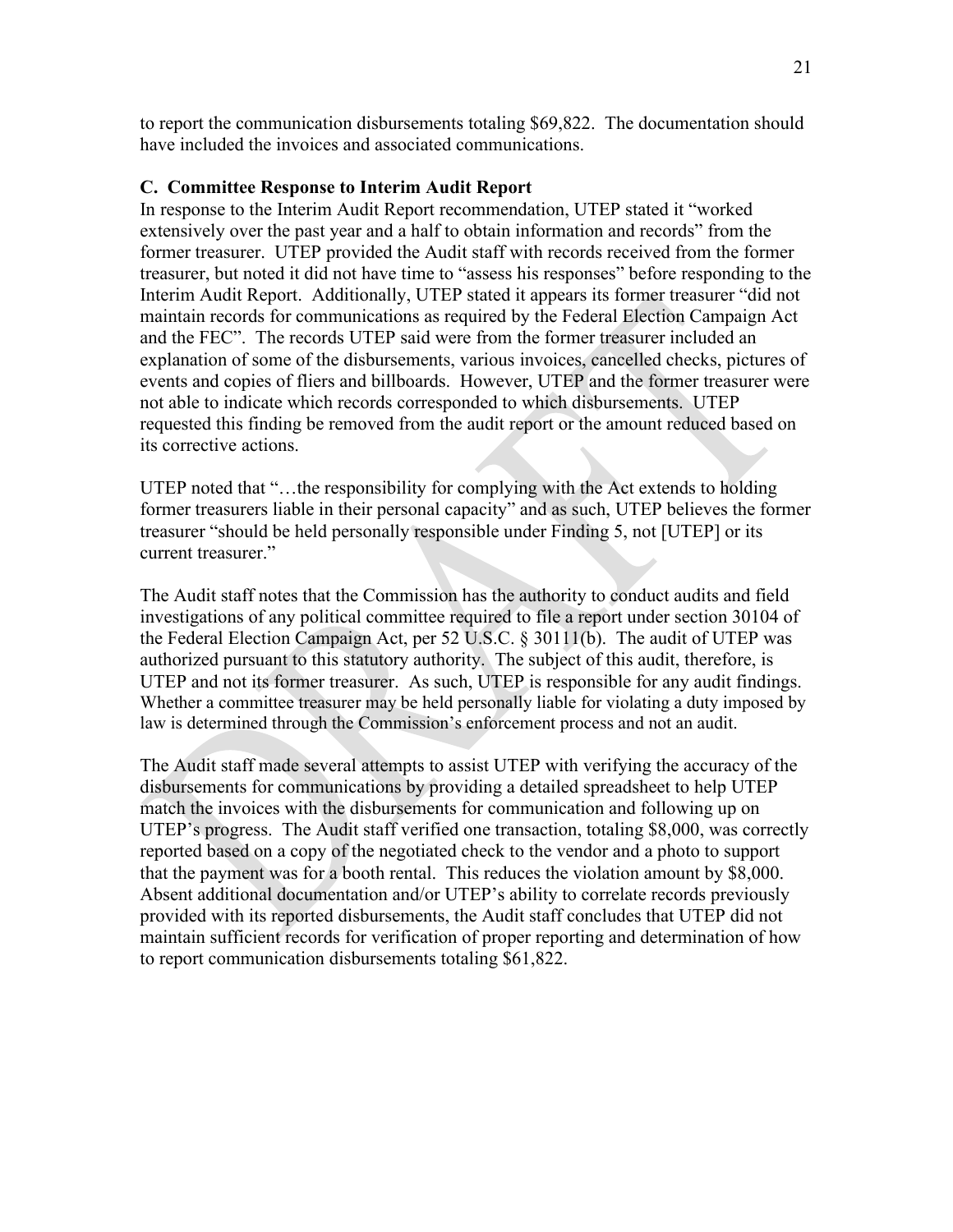to report the communication disbursements totaling $69,822. The documentation should have included the invoices and associated communications.

### C. Committee Response to Interim Audit Report

In response to the Interim Audit Report recommendation, UTEP stated it "worked extensively over the past year and a half to obtain information and records" from the former treasurer. UTEP provided the Audit staff with records received from the former treasurer, but noted it did not have time to "assess his responses" before responding to the Interim Audit Report. Additionally, UTEP stated it appears its former treasurer "did not maintain records for communications as required by the Federal Election Campaign Act and the FEC". The records UTEP said were from the former treasurer included an explanation of some of the disbursements, various invoices, cancelled checks, pictures of events and copies of fliers and billboards. However, UTEP and the former treasurer were not able to indicate which records corresponded to which disbursements. UTEP requested this finding be removed from the audit report or the amount reduced based on its corrective actions.

UTEP noted that "…the responsibility for complying with the Act extends to holding former treasurers liable in their personal capacity" and as such, UTEP believes the former treasurer "should be held personally responsible under Finding 5, not [UTEP] or its current treasurer."

The Audit staff notes that the Commission has the authority to conduct audits and field investigations of any political committee required to file a report under section 30104 of the Federal Election Campaign Act, per 52 U.S.C. § 30111(b). The audit of UTEP was authorized pursuant to this statutory authority. The subject of this audit, therefore, is UTEP and not its former treasurer. As such, UTEP is responsible for any audit findings. Whether a committee treasurer may be held personally liable for violating a duty imposed by law is determined through the Commission's enforcement process and not an audit.

The Audit staff made several attempts to assist UTEP with verifying the accuracy of the disbursements for communications by providing a detailed spreadsheet to help UTEP match the invoices with the disbursements for communication and following up on UTEP's progress. The Audit staff verified one transaction, totaling $8,000, was correctly reported based on a copy of the negotiated check to the vendor and a photo to support that the payment was for a booth rental. This reduces the violation amount by $8,000. Absent additional documentation and/or UTEP's ability to correlate records previously provided with its reported disbursements, the Audit staff concludes that UTEP did not maintain sufficient records for verification of proper reporting and determination of how to report communication disbursements totaling $61,822.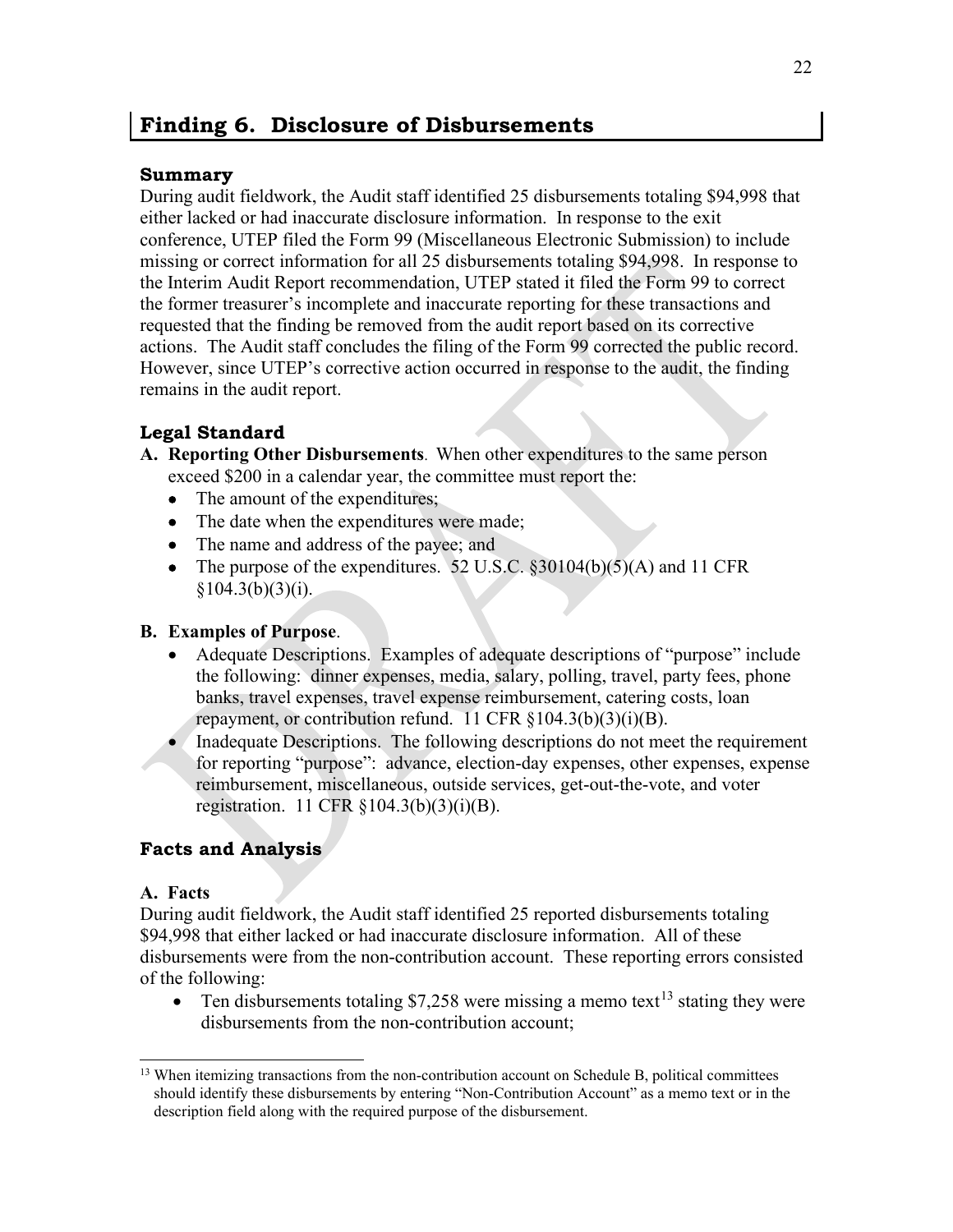## Finding 6. Disclosure of Disbursements

### Summary

During audit fieldwork, the Audit staff identified 25 disbursements totaling $94,998 that either lacked or had inaccurate disclosure information. In response to the exit conference, UTEP filed the Form 99 (Miscellaneous Electronic Submission) to include missing or correct information for all 25 disbursements totaling $94,998. In response to the Interim Audit Report recommendation, UTEP stated it filed the Form 99 to correct the former treasurer's incomplete and inaccurate reporting for these transactions and requested that the finding be removed from the audit report based on its corrective actions. The Audit staff concludes the filing of the Form 99 corrected the public record. However, since UTEP's corrective action occurred in response to the audit, the finding remains in the audit report.

### Legal Standard

**A. Reporting Other Disbursements**. When other expenditures to the same person exceed $200 in a calendar year, the committee must report the:

- The amount of the expenditures;
- The date when the expenditures were made;
- The name and address of the payee; and
- The purpose of the expenditures. 52 U.S.C. §30104(b)(5)(A) and 11 CFR §104.3(b)(3)(i).

**B. Examples of Purpose**.

- Adequate Descriptions. Examples of adequate descriptions of "purpose" include the following: dinner expenses, media, salary, polling, travel, party fees, phone banks, travel expenses, travel expense reimbursement, catering costs, loan repayment, or contribution refund. 11 CFR §104.3(b)(3)(i)(B).
- Inadequate Descriptions. The following descriptions do not meet the requirement for reporting "purpose": advance, election-day expenses, other expenses, expense reimbursement, miscellaneous, outside services, get-out-the-vote, and voter registration. 11 CFR §104.3(b)(3)(i)(B).

### Facts and Analysis

**A. Facts**

During audit fieldwork, the Audit staff identified 25 reported disbursements totaling $94,998 that either lacked or had inaccurate disclosure information. All of these disbursements were from the non-contribution account. These reporting errors consisted of the following:

- Ten disbursements totaling $7,258 were missing a memo text[13] stating they were disbursements from the non-contribution account;

[13] When itemizing transactions from the non-contribution account on Schedule B, political committees should identify these disbursements by entering "Non-Contribution Account" as a memo text or in the description field along with the required purpose of the disbursement.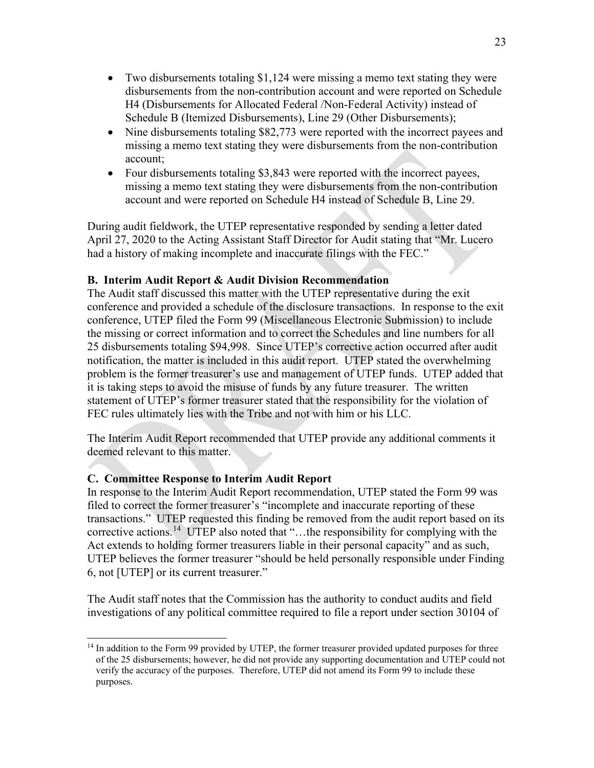- Two disbursements totaling $1,124 were missing a memo text stating they were disbursements from the non-contribution account and were reported on Schedule H4 (Disbursements for Allocated Federal /Non-Federal Activity) instead of Schedule B (Itemized Disbursements), Line 29 (Other Disbursements);
- Nine disbursements totaling $82,773 were reported with the incorrect payees and missing a memo text stating they were disbursements from the non-contribution account;
- Four disbursements totaling $3,843 were reported with the incorrect payees, missing a memo text stating they were disbursements from the non-contribution account and were reported on Schedule H4 instead of Schedule B, Line 29.

During audit fieldwork, the UTEP representative responded by sending a letter dated April 27, 2020 to the Acting Assistant Staff Director for Audit stating that "Mr. Lucero had a history of making incomplete and inaccurate filings with the FEC."

### B. Interim Audit Report & Audit Division Recommendation

The Audit staff discussed this matter with the UTEP representative during the exit conference and provided a schedule of the disclosure transactions. In response to the exit conference, UTEP filed the Form 99 (Miscellaneous Electronic Submission) to include the missing or correct information and to correct the Schedules and line numbers for all 25 disbursements totaling $94,998. Since UTEP's corrective action occurred after audit notification, the matter is included in this audit report. UTEP stated the overwhelming problem is the former treasurer's use and management of UTEP funds. UTEP added that it is taking steps to avoid the misuse of funds by any future treasurer. The written statement of UTEP's former treasurer stated that the responsibility for the violation of FEC rules ultimately lies with the Tribe and not with him or his LLC.

The Interim Audit Report recommended that UTEP provide any additional comments it deemed relevant to this matter.

### C. Committee Response to Interim Audit Report

In response to the Interim Audit Report recommendation, UTEP stated the Form 99 was filed to correct the former treasurer's "incomplete and inaccurate reporting of these transactions." UTEP requested this finding be removed from the audit report based on its corrective actions.[14] UTEP also noted that "…the responsibility for complying with the Act extends to holding former treasurers liable in their personal capacity" and as such, UTEP believes the former treasurer "should be held personally responsible under Finding 6, not [UTEP] or its current treasurer."

The Audit staff notes that the Commission has the authority to conduct audits and field investigations of any political committee required to file a report under section 30104 of

[14] In addition to the Form 99 provided by UTEP, the former treasurer provided updated purposes for three of the 25 disbursements; however, he did not provide any supporting documentation and UTEP could not verify the accuracy of the purposes. Therefore, UTEP did not amend its Form 99 to include these purposes.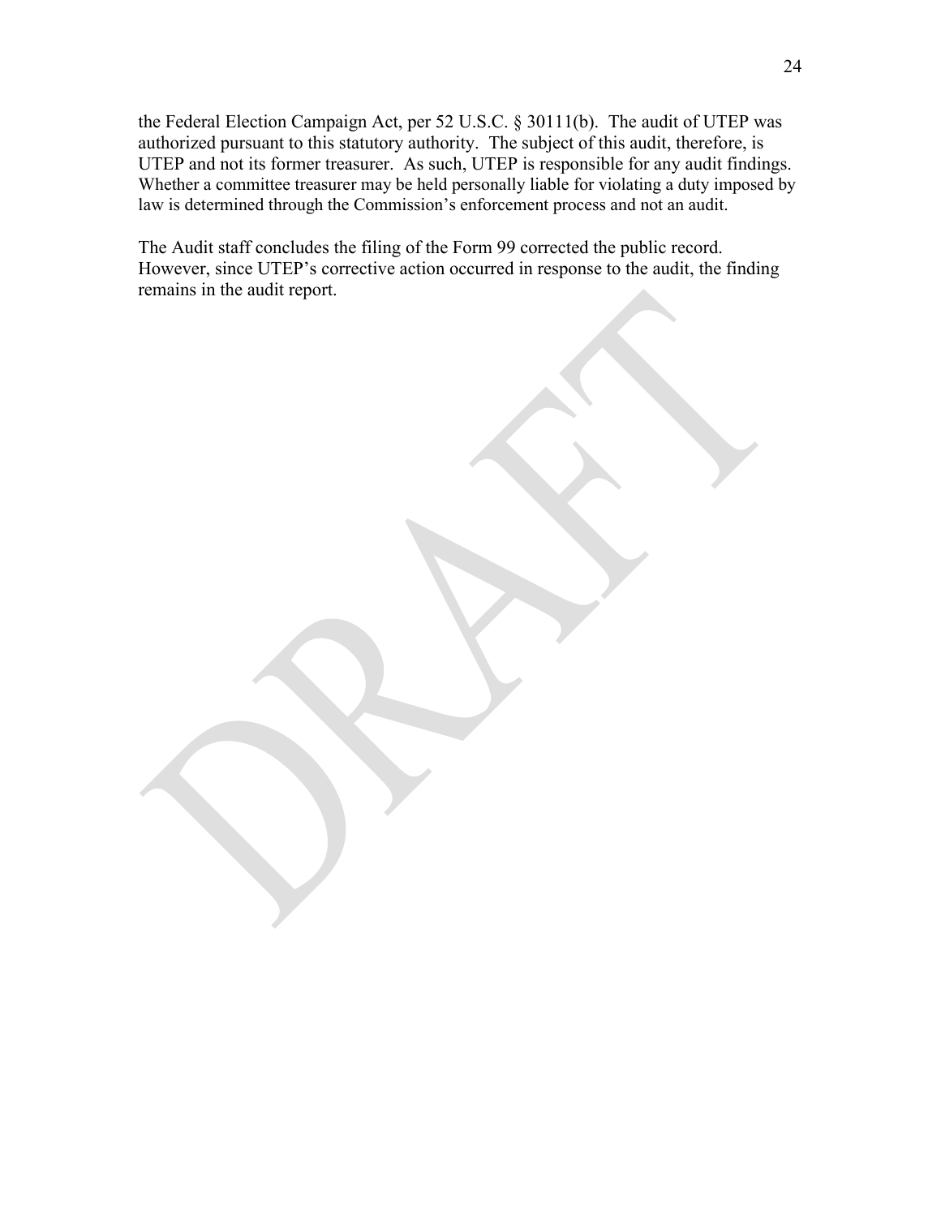the Federal Election Campaign Act, per 52 U.S.C. § 30111(b). The audit of UTEP was authorized pursuant to this statutory authority. The subject of this audit, therefore, is UTEP and not its former treasurer. As such, UTEP is responsible for any audit findings. Whether a committee treasurer may be held personally liable for violating a duty imposed by law is determined through the Commission's enforcement process and not an audit.

The Audit staff concludes the filing of the Form 99 corrected the public record. However, since UTEP's corrective action occurred in response to the audit, the finding remains in the audit report.